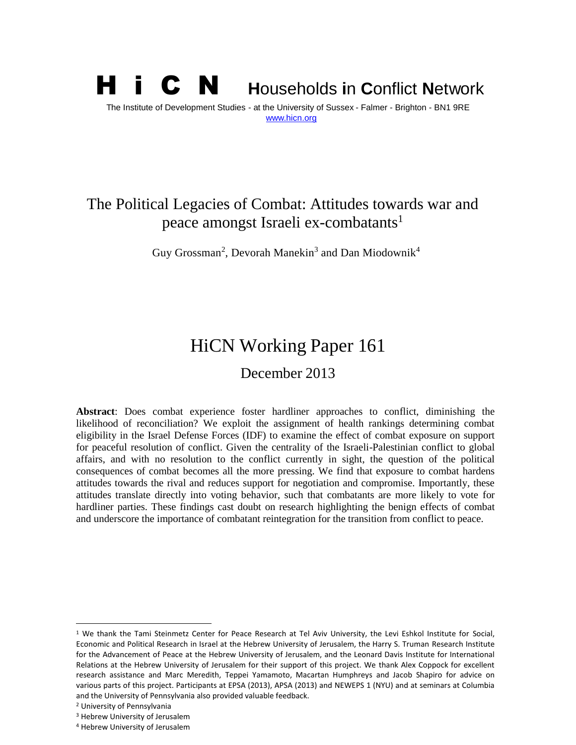**H i C N Households in Conflict Network**

The Institute of Development Studies - at the University of Sussex - Falmer - Brighton - BN1 9RE
www.hicn.org

# The Political Legacies of Combat: Attitudes towards war and peace amongst Israeli ex-combatants[1]

Guy Grossman[2], Devorah Manekin[3] and Dan Miodownik[4]

## HiCN Working Paper 161

December 2013

**Abstract**: Does combat experience foster hardliner approaches to conflict, diminishing the likelihood of reconciliation? We exploit the assignment of health rankings determining combat eligibility in the Israel Defense Forces (IDF) to examine the effect of combat exposure on support for peaceful resolution of conflict. Given the centrality of the Israeli-Palestinian conflict to global affairs, and with no resolution to the conflict currently in sight, the question of the political consequences of combat becomes all the more pressing. We find that exposure to combat hardens attitudes towards the rival and reduces support for negotiation and compromise. Importantly, these attitudes translate directly into voting behavior, such that combatants are more likely to vote for hardliner parties. These findings cast doubt on research highlighting the benign effects of combat and underscore the importance of combatant reintegration for the transition from conflict to peace.

---

[1] We thank the Tami Steinmetz Center for Peace Research at Tel Aviv University, the Levi Eshkol Institute for Social, Economic and Political Research in Israel at the Hebrew University of Jerusalem, the Harry S. Truman Research Institute for the Advancement of Peace at the Hebrew University of Jerusalem, and the Leonard Davis Institute for International Relations at the Hebrew University of Jerusalem for their support of this project. We thank Alex Coppock for excellent research assistance and Marc Meredith, Teppei Yamamoto, Macartan Humphreys and Jacob Shapiro for advice on various parts of this project. Participants at EPSA (2013), APSA (2013) and NEWEPS 1 (NYU) and at seminars at Columbia and the University of Pennsylvania also provided valuable feedback.

[2] University of Pennsylvania

[3] Hebrew University of Jerusalem

[4] Hebrew University of Jerusalem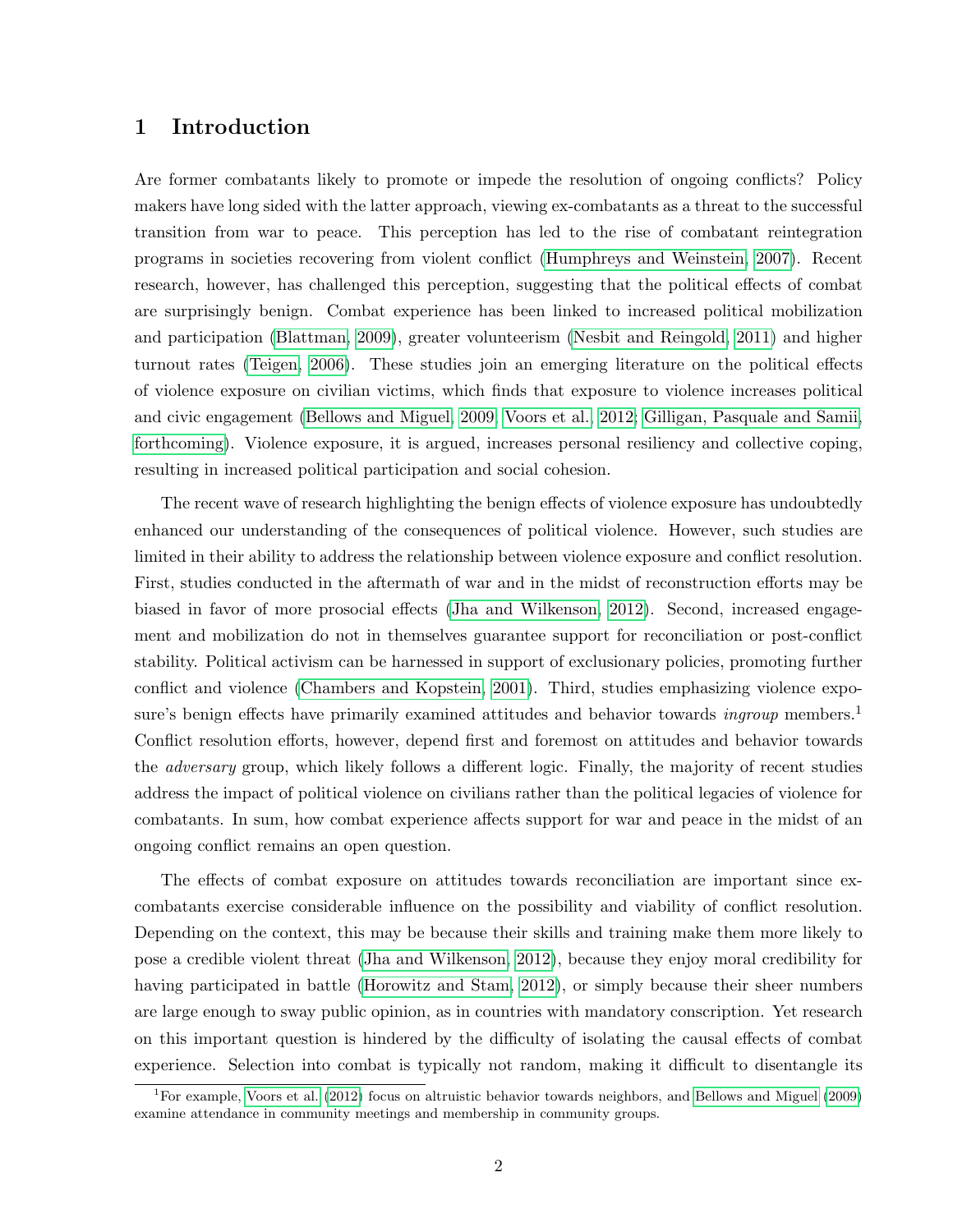# 1 Introduction

Are former combatants likely to promote or impede the resolution of ongoing conflicts? Policy makers have long sided with the latter approach, viewing ex-combatants as a threat to the successful transition from war to peace. This perception has led to the rise of combatant reintegration programs in societies recovering from violent conflict (Humphreys and Weinstein, 2007). Recent research, however, has challenged this perception, suggesting that the political effects of combat are surprisingly benign. Combat experience has been linked to increased political mobilization and participation (Blattman, 2009), greater volunteerism (Nesbit and Reingold, 2011) and higher turnout rates (Teigen, 2006). These studies join an emerging literature on the political effects of violence exposure on civilian victims, which finds that exposure to violence increases political and civic engagement (Bellows and Miguel, 2009; Voors et al., 2012; Gilligan, Pasquale and Samii, forthcoming). Violence exposure, it is argued, increases personal resiliency and collective coping, resulting in increased political participation and social cohesion.

The recent wave of research highlighting the benign effects of violence exposure has undoubtedly enhanced our understanding of the consequences of political violence. However, such studies are limited in their ability to address the relationship between violence exposure and conflict resolution. First, studies conducted in the aftermath of war and in the midst of reconstruction efforts may be biased in favor of more prosocial effects (Jha and Wilkenson, 2012). Second, increased engagement and mobilization do not in themselves guarantee support for reconciliation or post-conflict stability. Political activism can be harnessed in support of exclusionary policies, promoting further conflict and violence (Chambers and Kopstein, 2001). Third, studies emphasizing violence exposure's benign effects have primarily examined attitudes and behavior towards *ingroup* members.[1] Conflict resolution efforts, however, depend first and foremost on attitudes and behavior towards the *adversary* group, which likely follows a different logic. Finally, the majority of recent studies address the impact of political violence on civilians rather than the political legacies of violence for combatants. In sum, how combat experience affects support for war and peace in the midst of an ongoing conflict remains an open question.

The effects of combat exposure on attitudes towards reconciliation are important since ex-combatants exercise considerable influence on the possibility and viability of conflict resolution. Depending on the context, this may be because their skills and training make them more likely to pose a credible violent threat (Jha and Wilkenson, 2012), because they enjoy moral credibility for having participated in battle (Horowitz and Stam, 2012), or simply because their sheer numbers are large enough to sway public opinion, as in countries with mandatory conscription. Yet research on this important question is hindered by the difficulty of isolating the causal effects of combat experience. Selection into combat is typically not random, making it difficult to disentangle its

[1] For example, Voors et al. (2012) focus on altruistic behavior towards neighbors, and Bellows and Miguel (2009) examine attendance in community meetings and membership in community groups.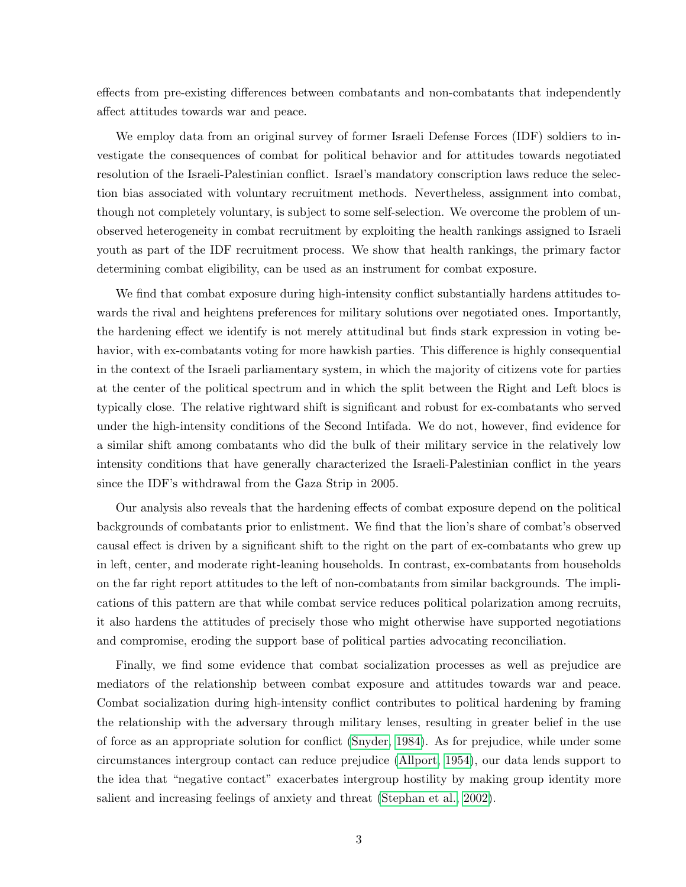effects from pre-existing differences between combatants and non-combatants that independently affect attitudes towards war and peace.

We employ data from an original survey of former Israeli Defense Forces (IDF) soldiers to investigate the consequences of combat for political behavior and for attitudes towards negotiated resolution of the Israeli-Palestinian conflict. Israel's mandatory conscription laws reduce the selection bias associated with voluntary recruitment methods. Nevertheless, assignment into combat, though not completely voluntary, is subject to some self-selection. We overcome the problem of unobserved heterogeneity in combat recruitment by exploiting the health rankings assigned to Israeli youth as part of the IDF recruitment process. We show that health rankings, the primary factor determining combat eligibility, can be used as an instrument for combat exposure.

We find that combat exposure during high-intensity conflict substantially hardens attitudes towards the rival and heightens preferences for military solutions over negotiated ones. Importantly, the hardening effect we identify is not merely attitudinal but finds stark expression in voting behavior, with ex-combatants voting for more hawkish parties. This difference is highly consequential in the context of the Israeli parliamentary system, in which the majority of citizens vote for parties at the center of the political spectrum and in which the split between the Right and Left blocs is typically close. The relative rightward shift is significant and robust for ex-combatants who served under the high-intensity conditions of the Second Intifada. We do not, however, find evidence for a similar shift among combatants who did the bulk of their military service in the relatively low intensity conditions that have generally characterized the Israeli-Palestinian conflict in the years since the IDF's withdrawal from the Gaza Strip in 2005.

Our analysis also reveals that the hardening effects of combat exposure depend on the political backgrounds of combatants prior to enlistment. We find that the lion's share of combat's observed causal effect is driven by a significant shift to the right on the part of ex-combatants who grew up in left, center, and moderate right-leaning households. In contrast, ex-combatants from households on the far right report attitudes to the left of non-combatants from similar backgrounds. The implications of this pattern are that while combat service reduces political polarization among recruits, it also hardens the attitudes of precisely those who might otherwise have supported negotiations and compromise, eroding the support base of political parties advocating reconciliation.

Finally, we find some evidence that combat socialization processes as well as prejudice are mediators of the relationship between combat exposure and attitudes towards war and peace. Combat socialization during high-intensity conflict contributes to political hardening by framing the relationship with the adversary through military lenses, resulting in greater belief in the use of force as an appropriate solution for conflict (Snyder, 1984). As for prejudice, while under some circumstances intergroup contact can reduce prejudice (Allport, 1954), our data lends support to the idea that "negative contact" exacerbates intergroup hostility by making group identity more salient and increasing feelings of anxiety and threat (Stephan et al., 2002).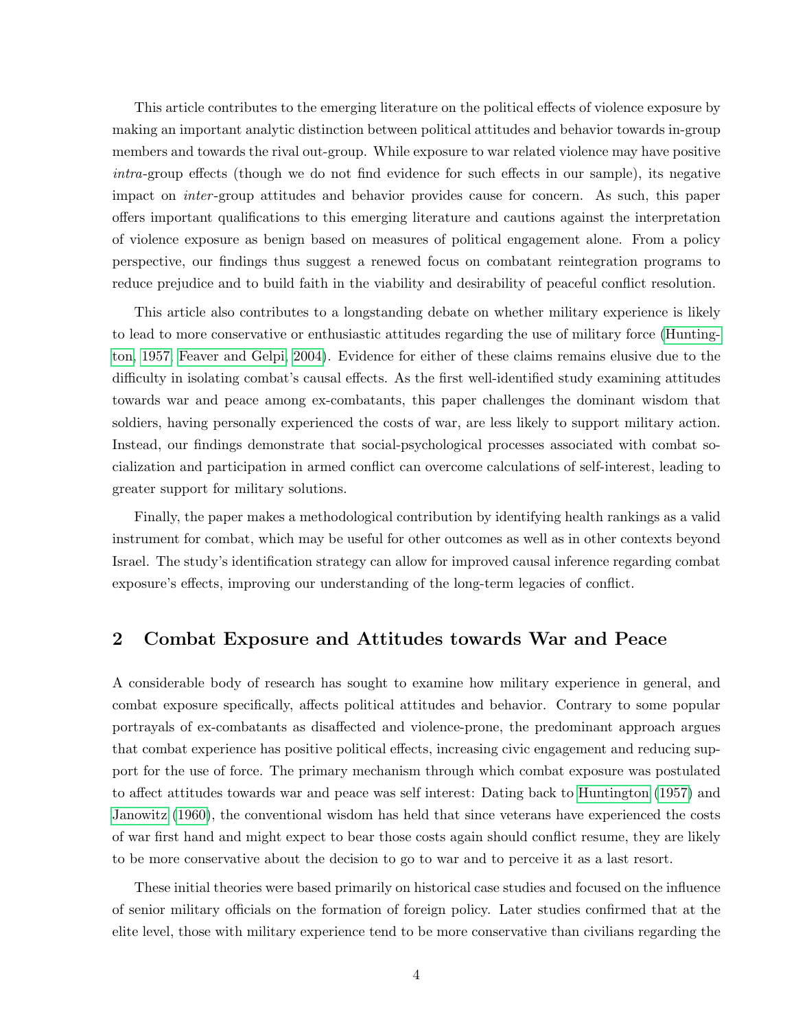This article contributes to the emerging literature on the political effects of violence exposure by making an important analytic distinction between political attitudes and behavior towards in-group members and towards the rival out-group. While exposure to war related violence may have positive *intra*-group effects (though we do not find evidence for such effects in our sample), its negative impact on *inter*-group attitudes and behavior provides cause for concern. As such, this paper offers important qualifications to this emerging literature and cautions against the interpretation of violence exposure as benign based on measures of political engagement alone. From a policy perspective, our findings thus suggest a renewed focus on combatant reintegration programs to reduce prejudice and to build faith in the viability and desirability of peaceful conflict resolution.

This article also contributes to a longstanding debate on whether military experience is likely to lead to more conservative or enthusiastic attitudes regarding the use of military force (Huntington, 1957; Feaver and Gelpi, 2004). Evidence for either of these claims remains elusive due to the difficulty in isolating combat's causal effects. As the first well-identified study examining attitudes towards war and peace among ex-combatants, this paper challenges the dominant wisdom that soldiers, having personally experienced the costs of war, are less likely to support military action. Instead, our findings demonstrate that social-psychological processes associated with combat socialization and participation in armed conflict can overcome calculations of self-interest, leading to greater support for military solutions.

Finally, the paper makes a methodological contribution by identifying health rankings as a valid instrument for combat, which may be useful for other outcomes as well as in other contexts beyond Israel. The study's identification strategy can allow for improved causal inference regarding combat exposure's effects, improving our understanding of the long-term legacies of conflict.

## 2 Combat Exposure and Attitudes towards War and Peace

A considerable body of research has sought to examine how military experience in general, and combat exposure specifically, affects political attitudes and behavior. Contrary to some popular portrayals of ex-combatants as disaffected and violence-prone, the predominant approach argues that combat experience has positive political effects, increasing civic engagement and reducing support for the use of force. The primary mechanism through which combat exposure was postulated to affect attitudes towards war and peace was self interest: Dating back to Huntington (1957) and Janowitz (1960), the conventional wisdom has held that since veterans have experienced the costs of war first hand and might expect to bear those costs again should conflict resume, they are likely to be more conservative about the decision to go to war and to perceive it as a last resort.

These initial theories were based primarily on historical case studies and focused on the influence of senior military officials on the formation of foreign policy. Later studies confirmed that at the elite level, those with military experience tend to be more conservative than civilians regarding the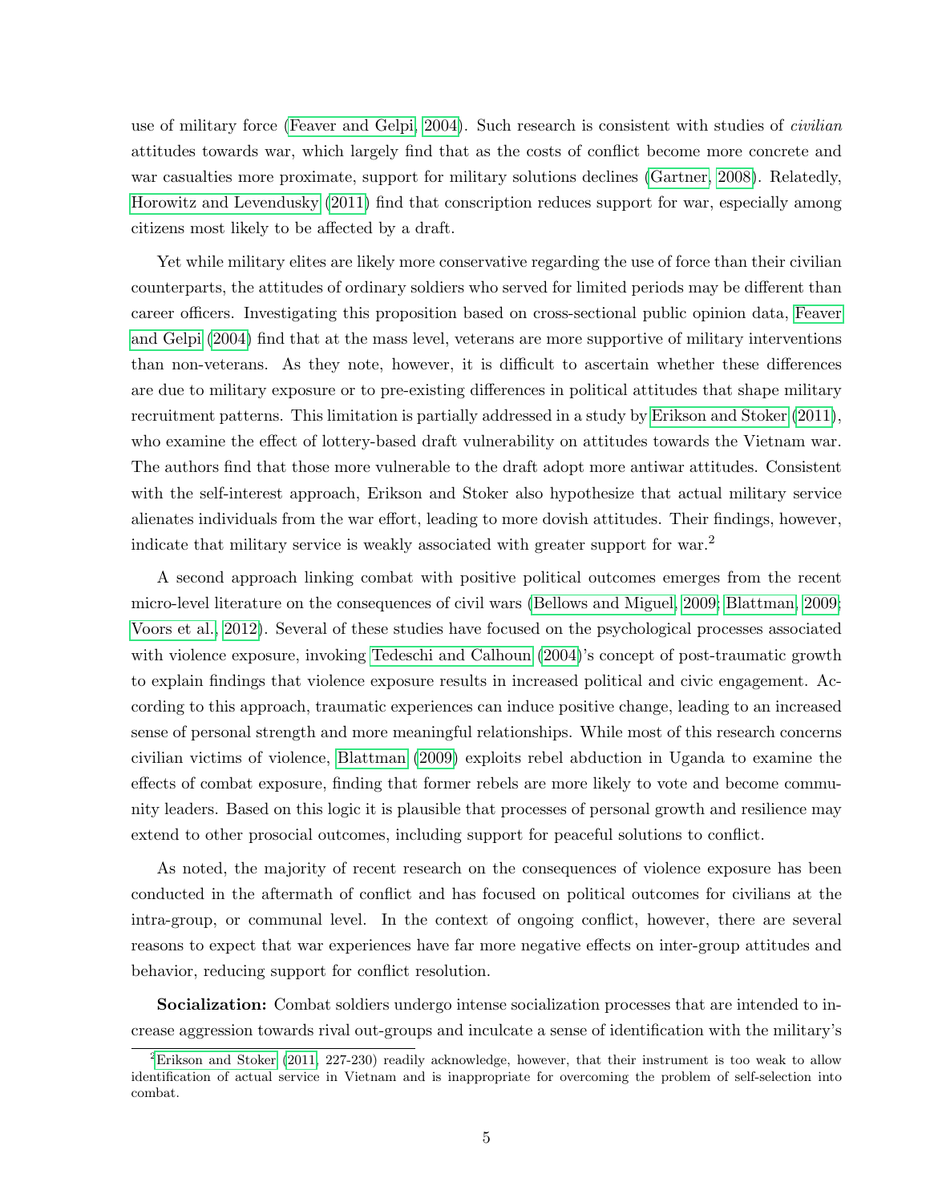use of military force (Feaver and Gelpi, 2004). Such research is consistent with studies of *civilian* attitudes towards war, which largely find that as the costs of conflict become more concrete and war casualties more proximate, support for military solutions declines (Gartner, 2008). Relatedly, Horowitz and Levendusky (2011) find that conscription reduces support for war, especially among citizens most likely to be affected by a draft.

Yet while military elites are likely more conservative regarding the use of force than their civilian counterparts, the attitudes of ordinary soldiers who served for limited periods may be different than career officers. Investigating this proposition based on cross-sectional public opinion data, Feaver and Gelpi (2004) find that at the mass level, veterans are more supportive of military interventions than non-veterans. As they note, however, it is difficult to ascertain whether these differences are due to military exposure or to pre-existing differences in political attitudes that shape military recruitment patterns. This limitation is partially addressed in a study by Erikson and Stoker (2011), who examine the effect of lottery-based draft vulnerability on attitudes towards the Vietnam war. The authors find that those more vulnerable to the draft adopt more antiwar attitudes. Consistent with the self-interest approach, Erikson and Stoker also hypothesize that actual military service alienates individuals from the war effort, leading to more dovish attitudes. Their findings, however, indicate that military service is weakly associated with greater support for war.[2]

A second approach linking combat with positive political outcomes emerges from the recent micro-level literature on the consequences of civil wars (Bellows and Miguel, 2009; Blattman, 2009; Voors et al., 2012). Several of these studies have focused on the psychological processes associated with violence exposure, invoking Tedeschi and Calhoun (2004)'s concept of post-traumatic growth to explain findings that violence exposure results in increased political and civic engagement. According to this approach, traumatic experiences can induce positive change, leading to an increased sense of personal strength and more meaningful relationships. While most of this research concerns civilian victims of violence, Blattman (2009) exploits rebel abduction in Uganda to examine the effects of combat exposure, finding that former rebels are more likely to vote and become community leaders. Based on this logic it is plausible that processes of personal growth and resilience may extend to other prosocial outcomes, including support for peaceful solutions to conflict.

As noted, the majority of recent research on the consequences of violence exposure has been conducted in the aftermath of conflict and has focused on political outcomes for civilians at the intra-group, or communal level. In the context of ongoing conflict, however, there are several reasons to expect that war experiences have far more negative effects on inter-group attitudes and behavior, reducing support for conflict resolution.

**Socialization:** Combat soldiers undergo intense socialization processes that are intended to increase aggression towards rival out-groups and inculcate a sense of identification with the military's

[2] Erikson and Stoker (2011, 227-230) readily acknowledge, however, that their instrument is too weak to allow identification of actual service in Vietnam and is inappropriate for overcoming the problem of self-selection into combat.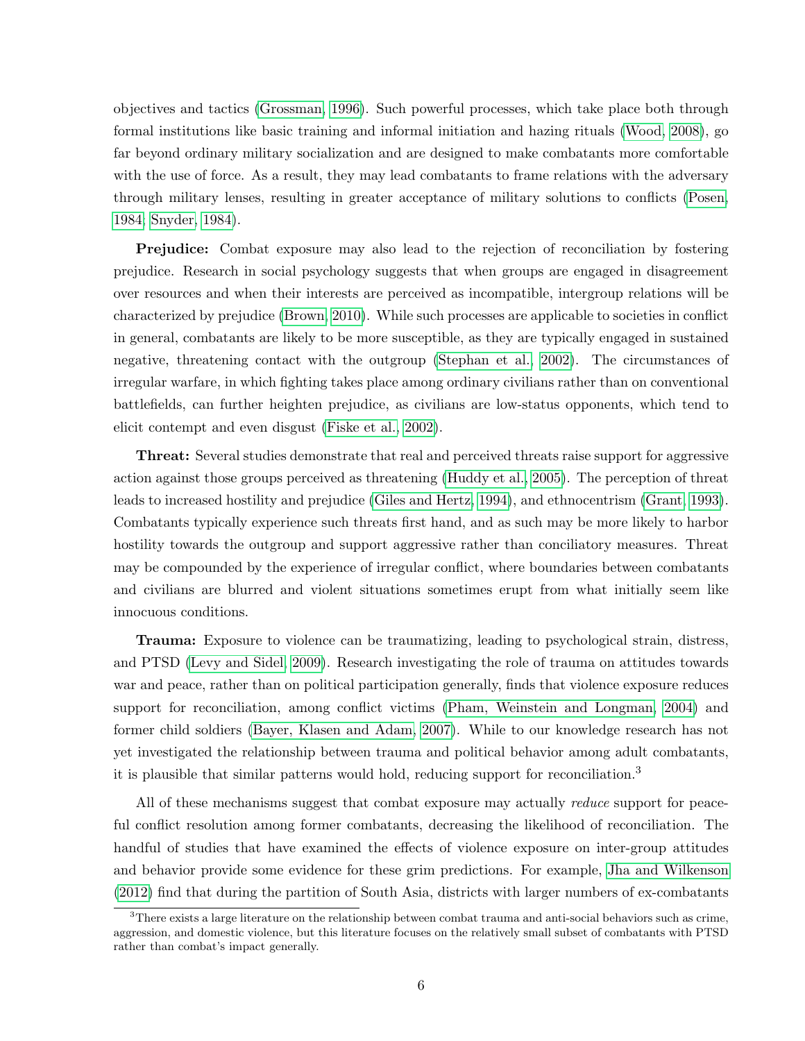objectives and tactics (Grossman, 1996). Such powerful processes, which take place both through formal institutions like basic training and informal initiation and hazing rituals (Wood, 2008), go far beyond ordinary military socialization and are designed to make combatants more comfortable with the use of force. As a result, they may lead combatants to frame relations with the adversary through military lenses, resulting in greater acceptance of military solutions to conflicts (Posen, 1984; Snyder, 1984).

**Prejudice:** Combat exposure may also lead to the rejection of reconciliation by fostering prejudice. Research in social psychology suggests that when groups are engaged in disagreement over resources and when their interests are perceived as incompatible, intergroup relations will be characterized by prejudice (Brown, 2010). While such processes are applicable to societies in conflict in general, combatants are likely to be more susceptible, as they are typically engaged in sustained negative, threatening contact with the outgroup (Stephan et al., 2002). The circumstances of irregular warfare, in which fighting takes place among ordinary civilians rather than on conventional battlefields, can further heighten prejudice, as civilians are low-status opponents, which tend to elicit contempt and even disgust (Fiske et al., 2002).

**Threat:** Several studies demonstrate that real and perceived threats raise support for aggressive action against those groups perceived as threatening (Huddy et al., 2005). The perception of threat leads to increased hostility and prejudice (Giles and Hertz, 1994), and ethnocentrism (Grant, 1993). Combatants typically experience such threats first hand, and as such may be more likely to harbor hostility towards the outgroup and support aggressive rather than conciliatory measures. Threat may be compounded by the experience of irregular conflict, where boundaries between combatants and civilians are blurred and violent situations sometimes erupt from what initially seem like innocuous conditions.

**Trauma:** Exposure to violence can be traumatizing, leading to psychological strain, distress, and PTSD (Levy and Sidel, 2009). Research investigating the role of trauma on attitudes towards war and peace, rather than on political participation generally, finds that violence exposure reduces support for reconciliation, among conflict victims (Pham, Weinstein and Longman, 2004) and former child soldiers (Bayer, Klasen and Adam, 2007). While to our knowledge research has not yet investigated the relationship between trauma and political behavior among adult combatants, it is plausible that similar patterns would hold, reducing support for reconciliation.[3]

All of these mechanisms suggest that combat exposure may actually *reduce* support for peaceful conflict resolution among former combatants, decreasing the likelihood of reconciliation. The handful of studies that have examined the effects of violence exposure on inter-group attitudes and behavior provide some evidence for these grim predictions. For example, Jha and Wilkenson (2012) find that during the partition of South Asia, districts with larger numbers of ex-combatants

[3] There exists a large literature on the relationship between combat trauma and anti-social behaviors such as crime, aggression, and domestic violence, but this literature focuses on the relatively small subset of combatants with PTSD rather than combat's impact generally.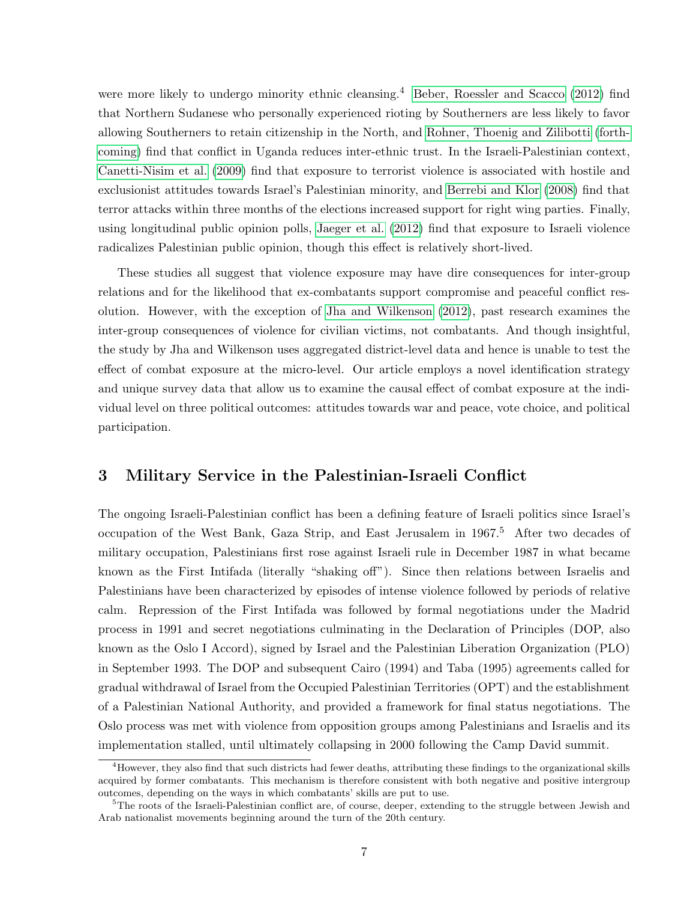were more likely to undergo minority ethnic cleansing.[4] Beber, Roessler and Scacco (2012) find that Northern Sudanese who personally experienced rioting by Southerners are less likely to favor allowing Southerners to retain citizenship in the North, and Rohner, Thoenig and Zilibotti (forthcoming) find that conflict in Uganda reduces inter-ethnic trust. In the Israeli-Palestinian context, Canetti-Nisim et al. (2009) find that exposure to terrorist violence is associated with hostile and exclusionist attitudes towards Israel's Palestinian minority, and Berrebi and Klor (2008) find that terror attacks within three months of the elections increased support for right wing parties. Finally, using longitudinal public opinion polls, Jaeger et al. (2012) find that exposure to Israeli violence radicalizes Palestinian public opinion, though this effect is relatively short-lived.

These studies all suggest that violence exposure may have dire consequences for inter-group relations and for the likelihood that ex-combatants support compromise and peaceful conflict resolution. However, with the exception of Jha and Wilkenson (2012), past research examines the inter-group consequences of violence for civilian victims, not combatants. And though insightful, the study by Jha and Wilkenson uses aggregated district-level data and hence is unable to test the effect of combat exposure at the micro-level. Our article employs a novel identification strategy and unique survey data that allow us to examine the causal effect of combat exposure at the individual level on three political outcomes: attitudes towards war and peace, vote choice, and political participation.

## 3 Military Service in the Palestinian-Israeli Conflict

The ongoing Israeli-Palestinian conflict has been a defining feature of Israeli politics since Israel's occupation of the West Bank, Gaza Strip, and East Jerusalem in 1967.[5] After two decades of military occupation, Palestinians first rose against Israeli rule in December 1987 in what became known as the First Intifada (literally "shaking off"). Since then relations between Israelis and Palestinians have been characterized by episodes of intense violence followed by periods of relative calm. Repression of the First Intifada was followed by formal negotiations under the Madrid process in 1991 and secret negotiations culminating in the Declaration of Principles (DOP, also known as the Oslo I Accord), signed by Israel and the Palestinian Liberation Organization (PLO) in September 1993. The DOP and subsequent Cairo (1994) and Taba (1995) agreements called for gradual withdrawal of Israel from the Occupied Palestinian Territories (OPT) and the establishment of a Palestinian National Authority, and provided a framework for final status negotiations. The Oslo process was met with violence from opposition groups among Palestinians and Israelis and its implementation stalled, until ultimately collapsing in 2000 following the Camp David summit.

[4] However, they also find that such districts had fewer deaths, attributing these findings to the organizational skills acquired by former combatants. This mechanism is therefore consistent with both negative and positive intergroup outcomes, depending on the ways in which combatants' skills are put to use.

[5] The roots of the Israeli-Palestinian conflict are, of course, deeper, extending to the struggle between Jewish and Arab nationalist movements beginning around the turn of the 20th century.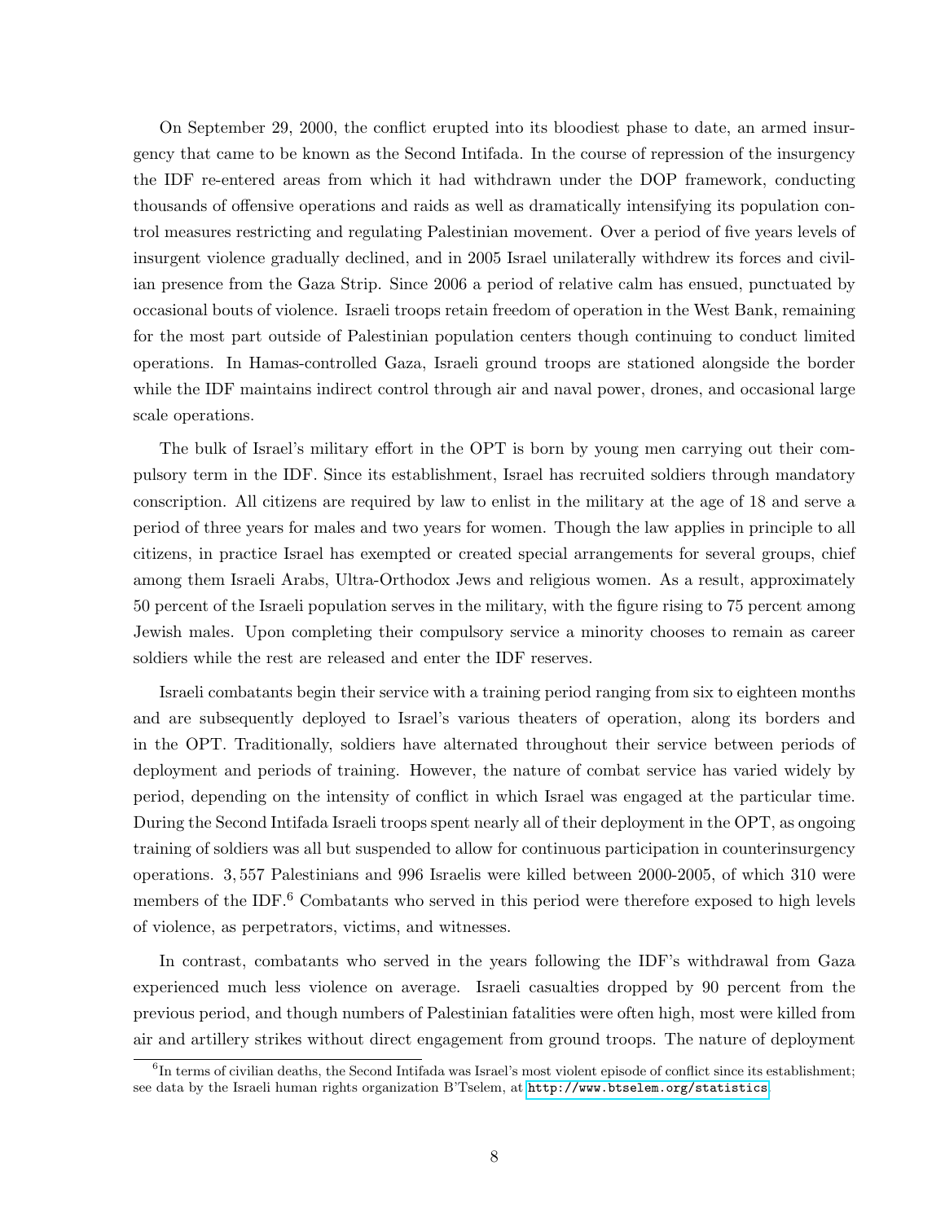On September 29, 2000, the conflict erupted into its bloodiest phase to date, an armed insurgency that came to be known as the Second Intifada. In the course of repression of the insurgency the IDF re-entered areas from which it had withdrawn under the DOP framework, conducting thousands of offensive operations and raids as well as dramatically intensifying its population control measures restricting and regulating Palestinian movement. Over a period of five years levels of insurgent violence gradually declined, and in 2005 Israel unilaterally withdrew its forces and civilian presence from the Gaza Strip. Since 2006 a period of relative calm has ensued, punctuated by occasional bouts of violence. Israeli troops retain freedom of operation in the West Bank, remaining for the most part outside of Palestinian population centers though continuing to conduct limited operations. In Hamas-controlled Gaza, Israeli ground troops are stationed alongside the border while the IDF maintains indirect control through air and naval power, drones, and occasional large scale operations.

The bulk of Israel's military effort in the OPT is born by young men carrying out their compulsory term in the IDF. Since its establishment, Israel has recruited soldiers through mandatory conscription. All citizens are required by law to enlist in the military at the age of 18 and serve a period of three years for males and two years for women. Though the law applies in principle to all citizens, in practice Israel has exempted or created special arrangements for several groups, chief among them Israeli Arabs, Ultra-Orthodox Jews and religious women. As a result, approximately 50 percent of the Israeli population serves in the military, with the figure rising to 75 percent among Jewish males. Upon completing their compulsory service a minority chooses to remain as career soldiers while the rest are released and enter the IDF reserves.

Israeli combatants begin their service with a training period ranging from six to eighteen months and are subsequently deployed to Israel's various theaters of operation, along its borders and in the OPT. Traditionally, soldiers have alternated throughout their service between periods of deployment and periods of training. However, the nature of combat service has varied widely by period, depending on the intensity of conflict in which Israel was engaged at the particular time. During the Second Intifada Israeli troops spent nearly all of their deployment in the OPT, as ongoing training of soldiers was all but suspended to allow for continuous participation in counterinsurgency operations. 3,557 Palestinians and 996 Israelis were killed between 2000-2005, of which 310 were members of the IDF.[6] Combatants who served in this period were therefore exposed to high levels of violence, as perpetrators, victims, and witnesses.

In contrast, combatants who served in the years following the IDF's withdrawal from Gaza experienced much less violence on average. Israeli casualties dropped by 90 percent from the previous period, and though numbers of Palestinian fatalities were often high, most were killed from air and artillery strikes without direct engagement from ground troops. The nature of deployment

[6] In terms of civilian deaths, the Second Intifada was Israel's most violent episode of conflict since its establishment; see data by the Israeli human rights organization B'Tselem, at http://www.btselem.org/statistics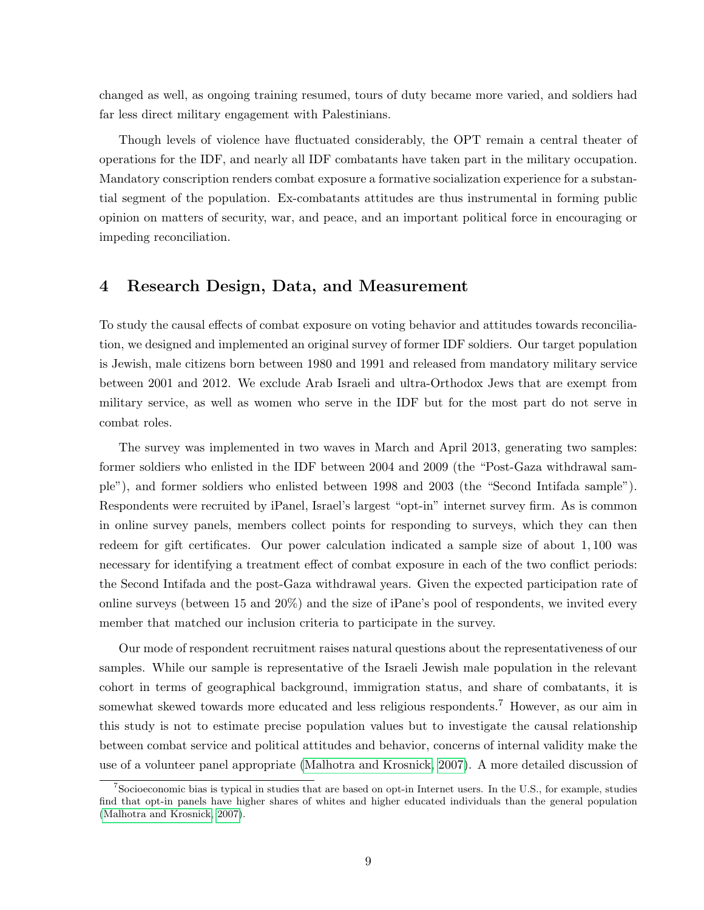changed as well, as ongoing training resumed, tours of duty became more varied, and soldiers had far less direct military engagement with Palestinians.

Though levels of violence have fluctuated considerably, the OPT remain a central theater of operations for the IDF, and nearly all IDF combatants have taken part in the military occupation. Mandatory conscription renders combat exposure a formative socialization experience for a substantial segment of the population. Ex-combatants attitudes are thus instrumental in forming public opinion on matters of security, war, and peace, and an important political force in encouraging or impeding reconciliation.

## 4 Research Design, Data, and Measurement

To study the causal effects of combat exposure on voting behavior and attitudes towards reconciliation, we designed and implemented an original survey of former IDF soldiers. Our target population is Jewish, male citizens born between 1980 and 1991 and released from mandatory military service between 2001 and 2012. We exclude Arab Israeli and ultra-Orthodox Jews that are exempt from military service, as well as women who serve in the IDF but for the most part do not serve in combat roles.

The survey was implemented in two waves in March and April 2013, generating two samples: former soldiers who enlisted in the IDF between 2004 and 2009 (the "Post-Gaza withdrawal sample"), and former soldiers who enlisted between 1998 and 2003 (the "Second Intifada sample"). Respondents were recruited by iPanel, Israel's largest "opt-in" internet survey firm. As is common in online survey panels, members collect points for responding to surveys, which they can then redeem for gift certificates. Our power calculation indicated a sample size of about $1,100$ was necessary for identifying a treatment effect of combat exposure in each of the two conflict periods: the Second Intifada and the post-Gaza withdrawal years. Given the expected participation rate of online surveys (between 15 and 20%) and the size of iPane's pool of respondents, we invited every member that matched our inclusion criteria to participate in the survey.

Our mode of respondent recruitment raises natural questions about the representativeness of our samples. While our sample is representative of the Israeli Jewish male population in the relevant cohort in terms of geographical background, immigration status, and share of combatants, it is somewhat skewed towards more educated and less religious respondents.[7] However, as our aim in this study is not to estimate precise population values but to investigate the causal relationship between combat service and political attitudes and behavior, concerns of internal validity make the use of a volunteer panel appropriate (Malhotra and Krosnick, 2007). A more detailed discussion of

[7] Socioeconomic bias is typical in studies that are based on opt-in Internet users. In the U.S., for example, studies find that opt-in panels have higher shares of whites and higher educated individuals than the general population (Malhotra and Krosnick, 2007).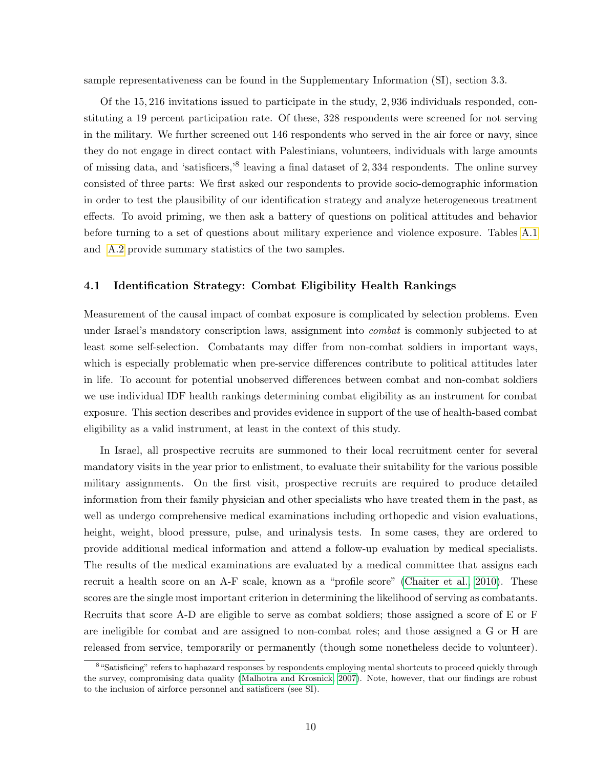sample representativeness can be found in the Supplementary Information (SI), section 3.3.

Of the 15,216 invitations issued to participate in the study, 2,936 individuals responded, constituting a 19 percent participation rate. Of these, 328 respondents were screened for not serving in the military. We further screened out 146 respondents who served in the air force or navy, since they do not engage in direct contact with Palestinians, volunteers, individuals with large amounts of missing data, and 'satisficers,'[8] leaving a final dataset of 2,334 respondents. The online survey consisted of three parts: We first asked our respondents to provide socio-demographic information in order to test the plausibility of our identification strategy and analyze heterogeneous treatment effects. To avoid priming, we then ask a battery of questions on political attitudes and behavior before turning to a set of questions about military experience and violence exposure. Tables A.1 and A.2 provide summary statistics of the two samples.

### 4.1 Identification Strategy: Combat Eligibility Health Rankings

Measurement of the causal impact of combat exposure is complicated by selection problems. Even under Israel's mandatory conscription laws, assignment into *combat* is commonly subjected to at least some self-selection. Combatants may differ from non-combat soldiers in important ways, which is especially problematic when pre-service differences contribute to political attitudes later in life. To account for potential unobserved differences between combat and non-combat soldiers we use individual IDF health rankings determining combat eligibility as an instrument for combat exposure. This section describes and provides evidence in support of the use of health-based combat eligibility as a valid instrument, at least in the context of this study.

In Israel, all prospective recruits are summoned to their local recruitment center for several mandatory visits in the year prior to enlistment, to evaluate their suitability for the various possible military assignments. On the first visit, prospective recruits are required to produce detailed information from their family physician and other specialists who have treated them in the past, as well as undergo comprehensive medical examinations including orthopedic and vision evaluations, height, weight, blood pressure, pulse, and urinalysis tests. In some cases, they are ordered to provide additional medical information and attend a follow-up evaluation by medical specialists. The results of the medical examinations are evaluated by a medical committee that assigns each recruit a health score on an A-F scale, known as a "profile score" (Chaiter et al., 2010). These scores are the single most important criterion in determining the likelihood of serving as combatants. Recruits that score A-D are eligible to serve as combat soldiers; those assigned a score of E or F are ineligible for combat and are assigned to non-combat roles; and those assigned a G or H are released from service, temporarily or permanently (though some nonetheless decide to volunteer).

[8] "Satisficing" refers to haphazard responses by respondents employing mental shortcuts to proceed quickly through the survey, compromising data quality (Malhotra and Krosnick, 2007). Note, however, that our findings are robust to the inclusion of airforce personnel and satisficers (see SI).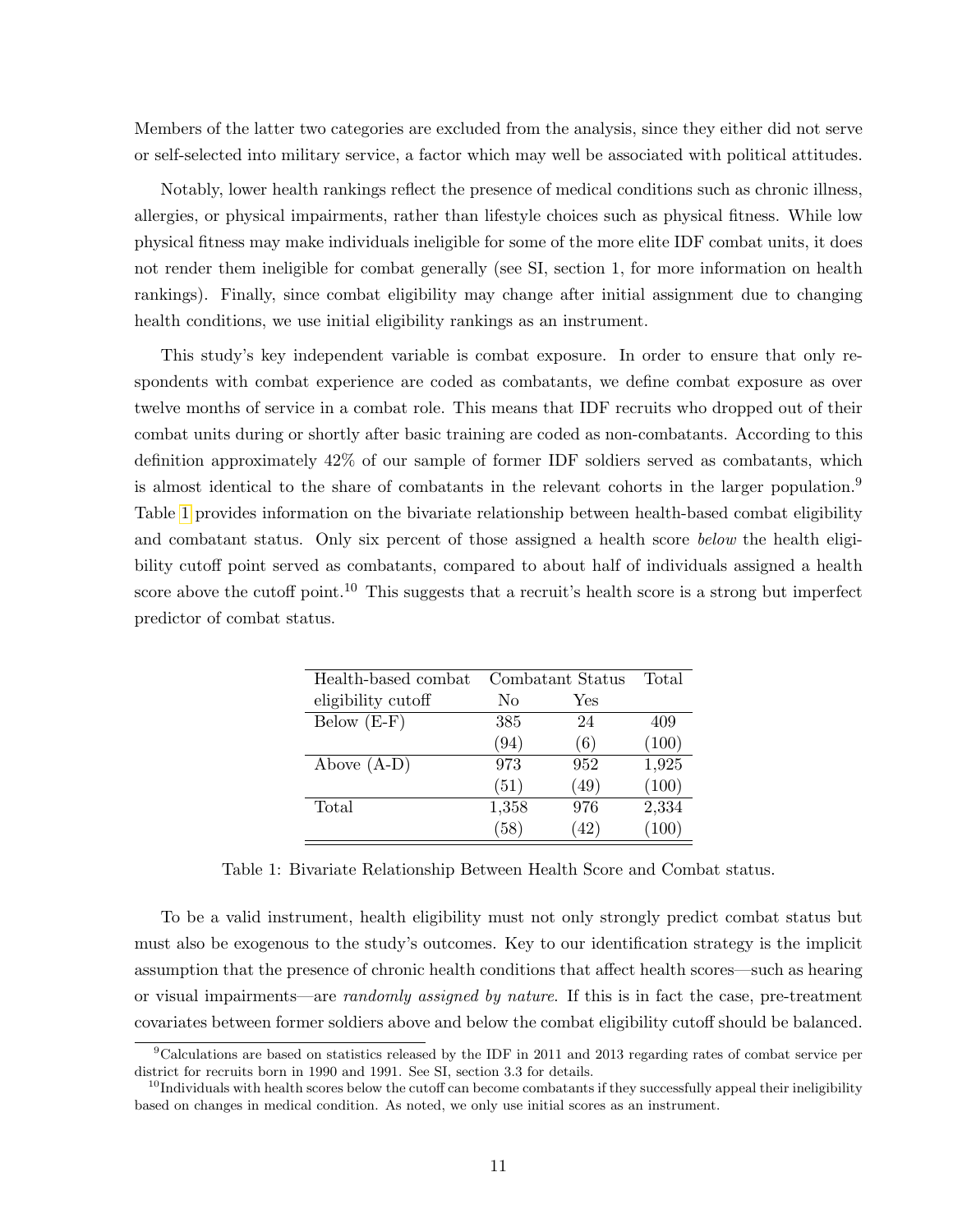Members of the latter two categories are excluded from the analysis, since they either did not serve or self-selected into military service, a factor which may well be associated with political attitudes.

Notably, lower health rankings reflect the presence of medical conditions such as chronic illness, allergies, or physical impairments, rather than lifestyle choices such as physical fitness. While low physical fitness may make individuals ineligible for some of the more elite IDF combat units, it does not render them ineligible for combat generally (see SI, section 1, for more information on health rankings). Finally, since combat eligibility may change after initial assignment due to changing health conditions, we use initial eligibility rankings as an instrument.

This study's key independent variable is combat exposure. In order to ensure that only respondents with combat experience are coded as combatants, we define combat exposure as over twelve months of service in a combat role. This means that IDF recruits who dropped out of their combat units during or shortly after basic training are coded as non-combatants. According to this definition approximately 42% of our sample of former IDF soldiers served as combatants, which is almost identical to the share of combatants in the relevant cohorts in the larger population.[9] Table 1 provides information on the bivariate relationship between health-based combat eligibility and combatant status. Only six percent of those assigned a health score *below* the health eligibility cutoff point served as combatants, compared to about half of individuals assigned a health score above the cutoff point.[10] This suggests that a recruit's health score is a strong but imperfect predictor of combat status.

| Health-based combat eligibility cutoff | Combatant Status No | Combatant Status Yes | Total |
|---|---|---|---|
| Below (E-F) | 385 | 24 | 409 |
| | (94) | (6) | (100) |
| Above (A-D) | 973 | 952 | 1,925 |
| | (51) | (49) | (100) |
| Total | 1,358 | 976 | 2,334 |
| | (58) | (42) | (100) |

Table 1: Bivariate Relationship Between Health Score and Combat status.

To be a valid instrument, health eligibility must not only strongly predict combat status but must also be exogenous to the study's outcomes. Key to our identification strategy is the implicit assumption that the presence of chronic health conditions that affect health scores—such as hearing or visual impairments—are *randomly assigned by nature*. If this is in fact the case, pre-treatment covariates between former soldiers above and below the combat eligibility cutoff should be balanced.

[9] Calculations are based on statistics released by the IDF in 2011 and 2013 regarding rates of combat service per district for recruits born in 1990 and 1991. See SI, section 3.3 for details.

[10] Individuals with health scores below the cutoff can become combatants if they successfully appeal their ineligibility based on changes in medical condition. As noted, we only use initial scores as an instrument.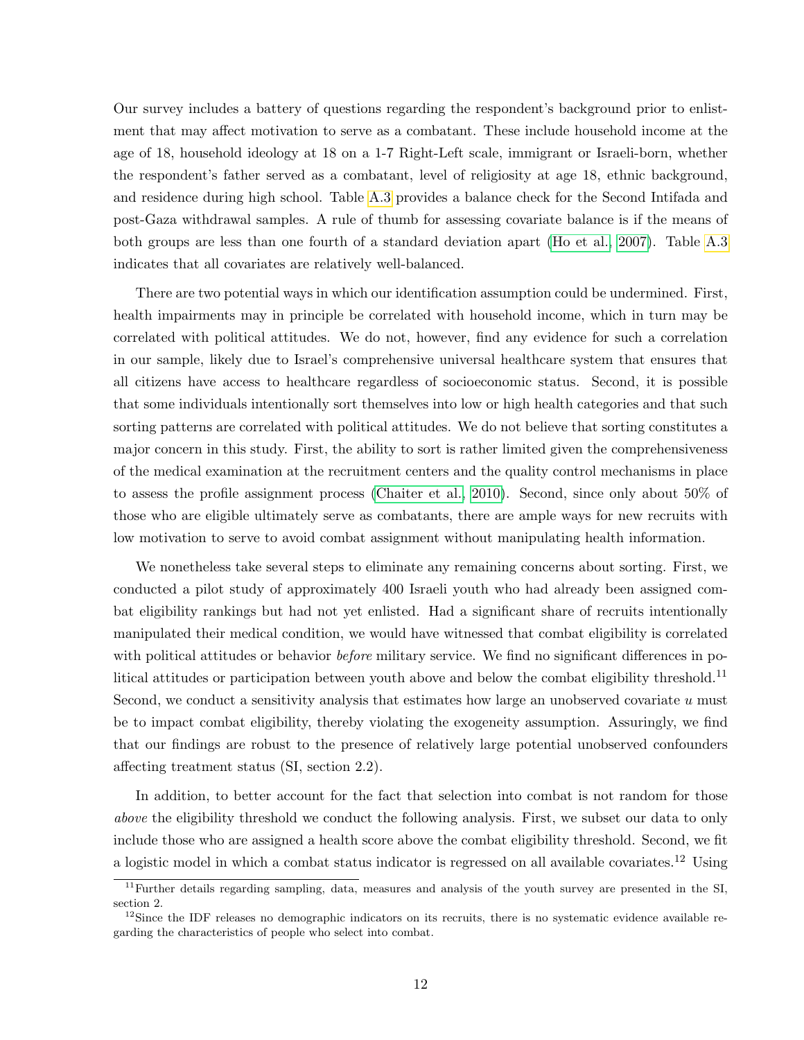Our survey includes a battery of questions regarding the respondent's background prior to enlistment that may affect motivation to serve as a combatant. These include household income at the age of 18, household ideology at 18 on a 1-7 Right-Left scale, immigrant or Israeli-born, whether the respondent's father served as a combatant, level of religiosity at age 18, ethnic background, and residence during high school. Table A.3 provides a balance check for the Second Intifada and post-Gaza withdrawal samples. A rule of thumb for assessing covariate balance is if the means of both groups are less than one fourth of a standard deviation apart (Ho et al., 2007). Table A.3 indicates that all covariates are relatively well-balanced.

There are two potential ways in which our identification assumption could be undermined. First, health impairments may in principle be correlated with household income, which in turn may be correlated with political attitudes. We do not, however, find any evidence for such a correlation in our sample, likely due to Israel's comprehensive universal healthcare system that ensures that all citizens have access to healthcare regardless of socioeconomic status. Second, it is possible that some individuals intentionally sort themselves into low or high health categories and that such sorting patterns are correlated with political attitudes. We do not believe that sorting constitutes a major concern in this study. First, the ability to sort is rather limited given the comprehensiveness of the medical examination at the recruitment centers and the quality control mechanisms in place to assess the profile assignment process (Chaiter et al., 2010). Second, since only about 50% of those who are eligible ultimately serve as combatants, there are ample ways for new recruits with low motivation to serve to avoid combat assignment without manipulating health information.

We nonetheless take several steps to eliminate any remaining concerns about sorting. First, we conducted a pilot study of approximately 400 Israeli youth who had already been assigned combat eligibility rankings but had not yet enlisted. Had a significant share of recruits intentionally manipulated their medical condition, we would have witnessed that combat eligibility is correlated with political attitudes or behavior *before* military service. We find no significant differences in political attitudes or participation between youth above and below the combat eligibility threshold.[11] Second, we conduct a sensitivity analysis that estimates how large an unobserved covariate $u$ must be to impact combat eligibility, thereby violating the exogeneity assumption. Assuringly, we find that our findings are robust to the presence of relatively large potential unobserved confounders affecting treatment status (SI, section 2.2).

In addition, to better account for the fact that selection into combat is not random for those *above* the eligibility threshold we conduct the following analysis. First, we subset our data to only include those who are assigned a health score above the combat eligibility threshold. Second, we fit a logistic model in which a combat status indicator is regressed on all available covariates.[12] Using

[11] Further details regarding sampling, data, measures and analysis of the youth survey are presented in the SI, section 2.

[12] Since the IDF releases no demographic indicators on its recruits, there is no systematic evidence available regarding the characteristics of people who select into combat.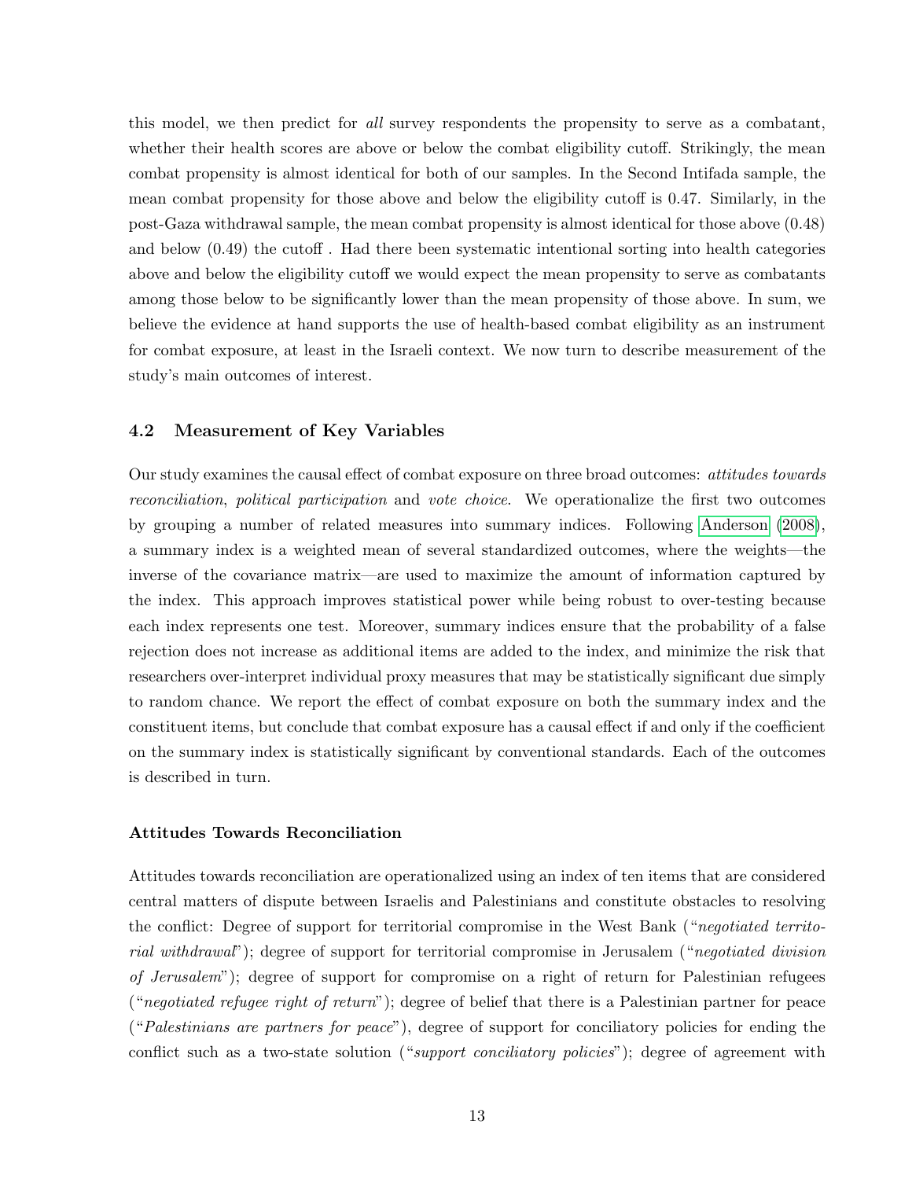this model, we then predict for *all* survey respondents the propensity to serve as a combatant, whether their health scores are above or below the combat eligibility cutoff. Strikingly, the mean combat propensity is almost identical for both of our samples. In the Second Intifada sample, the mean combat propensity for those above and below the eligibility cutoff is 0.47. Similarly, in the post-Gaza withdrawal sample, the mean combat propensity is almost identical for those above (0.48) and below (0.49) the cutoff . Had there been systematic intentional sorting into health categories above and below the eligibility cutoff we would expect the mean propensity to serve as combatants among those below to be significantly lower than the mean propensity of those above. In sum, we believe the evidence at hand supports the use of health-based combat eligibility as an instrument for combat exposure, at least in the Israeli context. We now turn to describe measurement of the study's main outcomes of interest.

### 4.2 Measurement of Key Variables

Our study examines the causal effect of combat exposure on three broad outcomes: *attitudes towards reconciliation*, *political participation* and *vote choice*. We operationalize the first two outcomes by grouping a number of related measures into summary indices. Following Anderson (2008), a summary index is a weighted mean of several standardized outcomes, where the weights—the inverse of the covariance matrix—are used to maximize the amount of information captured by the index. This approach improves statistical power while being robust to over-testing because each index represents one test. Moreover, summary indices ensure that the probability of a false rejection does not increase as additional items are added to the index, and minimize the risk that researchers over-interpret individual proxy measures that may be statistically significant due simply to random chance. We report the effect of combat exposure on both the summary index and the constituent items, but conclude that combat exposure has a causal effect if and only if the coefficient on the summary index is statistically significant by conventional standards. Each of the outcomes is described in turn.

#### Attitudes Towards Reconciliation

Attitudes towards reconciliation are operationalized using an index of ten items that are considered central matters of dispute between Israelis and Palestinians and constitute obstacles to resolving the conflict: Degree of support for territorial compromise in the West Bank ("*negotiated territorial withdrawal*"); degree of support for territorial compromise in Jerusalem ("*negotiated division of Jerusalem*"); degree of support for compromise on a right of return for Palestinian refugees ("*negotiated refugee right of return*"); degree of belief that there is a Palestinian partner for peace ("*Palestinians are partners for peace*"), degree of support for conciliatory policies for ending the conflict such as a two-state solution ("*support conciliatory policies*"); degree of agreement with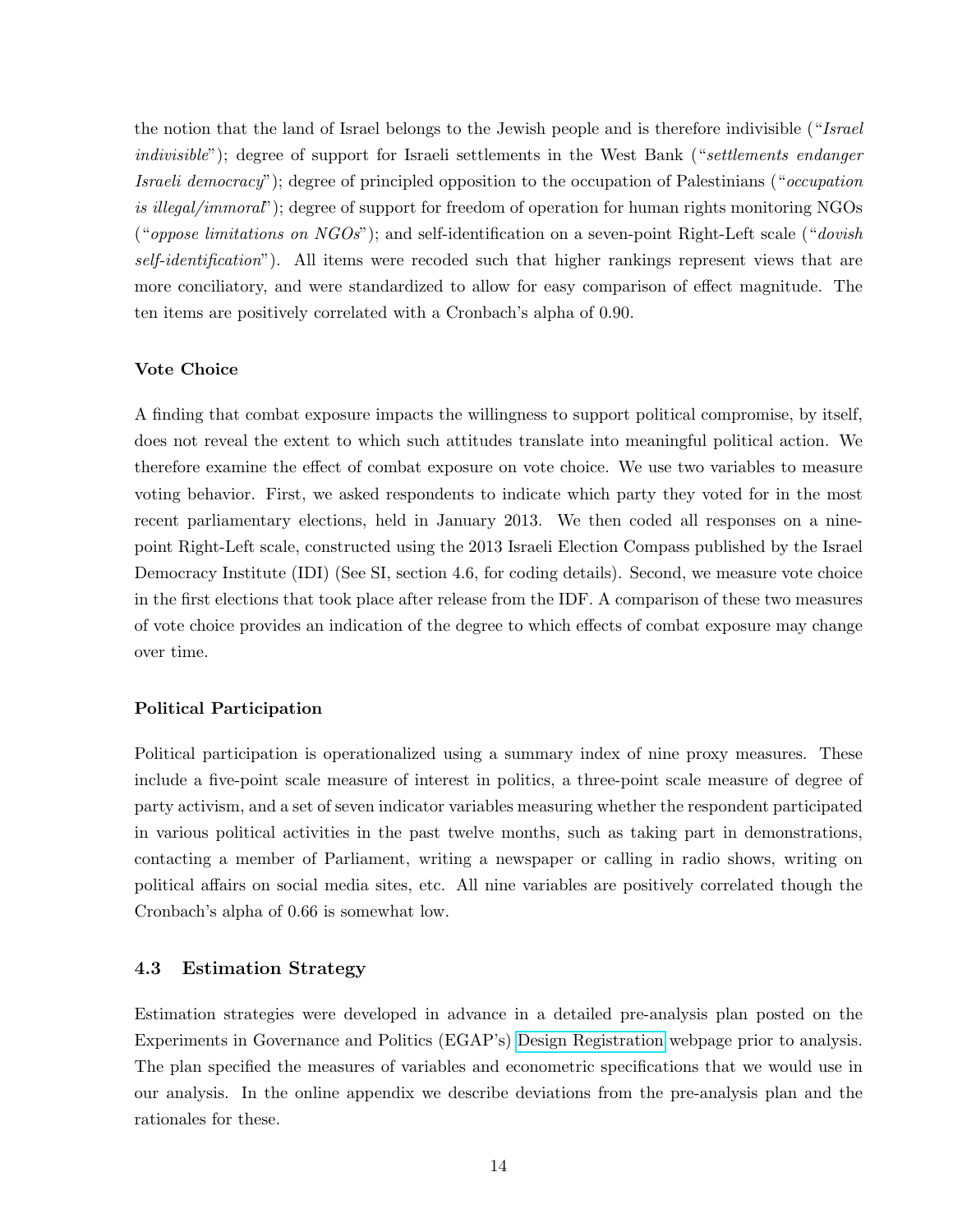the notion that the land of Israel belongs to the Jewish people and is therefore indivisible ("*Israel indivisible*"); degree of support for Israeli settlements in the West Bank ("*settlements endanger Israeli democracy*"); degree of principled opposition to the occupation of Palestinians ("*occupation is illegal/immoral*"); degree of support for freedom of operation for human rights monitoring NGOs ("*oppose limitations on NGOs*"); and self-identification on a seven-point Right-Left scale ("*dovish self-identification*"). All items were recoded such that higher rankings represent views that are more conciliatory, and were standardized to allow for easy comparison of effect magnitude. The ten items are positively correlated with a Cronbach's alpha of 0.90.

**Vote Choice**

A finding that combat exposure impacts the willingness to support political compromise, by itself, does not reveal the extent to which such attitudes translate into meaningful political action. We therefore examine the effect of combat exposure on vote choice. We use two variables to measure voting behavior. First, we asked respondents to indicate which party they voted for in the most recent parliamentary elections, held in January 2013. We then coded all responses on a nine-point Right-Left scale, constructed using the 2013 Israeli Election Compass published by the Israel Democracy Institute (IDI) (See SI, section 4.6, for coding details). Second, we measure vote choice in the first elections that took place after release from the IDF. A comparison of these two measures of vote choice provides an indication of the degree to which effects of combat exposure may change over time.

**Political Participation**

Political participation is operationalized using a summary index of nine proxy measures. These include a five-point scale measure of interest in politics, a three-point scale measure of degree of party activism, and a set of seven indicator variables measuring whether the respondent participated in various political activities in the past twelve months, such as taking part in demonstrations, contacting a member of Parliament, writing a newspaper or calling in radio shows, writing on political affairs on social media sites, etc. All nine variables are positively correlated though the Cronbach's alpha of 0.66 is somewhat low.

### 4.3 Estimation Strategy

Estimation strategies were developed in advance in a detailed pre-analysis plan posted on the Experiments in Governance and Politics (EGAP's) Design Registration webpage prior to analysis. The plan specified the measures of variables and econometric specifications that we would use in our analysis. In the online appendix we describe deviations from the pre-analysis plan and the rationales for these.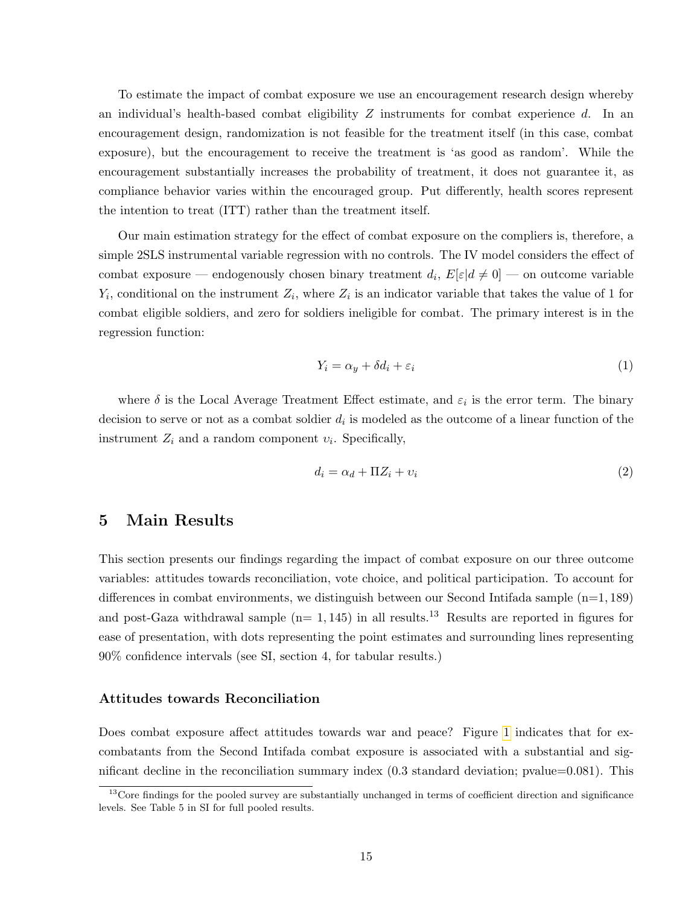To estimate the impact of combat exposure we use an encouragement research design whereby an individual's health-based combat eligibility $Z$ instruments for combat experience $d$. In an encouragement design, randomization is not feasible for the treatment itself (in this case, combat exposure), but the encouragement to receive the treatment is 'as good as random'. While the encouragement substantially increases the probability of treatment, it does not guarantee it, as compliance behavior varies within the encouraged group. Put differently, health scores represent the intention to treat (ITT) rather than the treatment itself.

Our main estimation strategy for the effect of combat exposure on the compliers is, therefore, a simple 2SLS instrumental variable regression with no controls. The IV model considers the effect of combat exposure — endogenously chosen binary treatment $d_i$, $E[\varepsilon|d \neq 0]$ — on outcome variable $Y_i$, conditional on the instrument $Z_i$, where $Z_i$ is an indicator variable that takes the value of 1 for combat eligible soldiers, and zero for soldiers ineligible for combat. The primary interest is in the regression function:

$$Y_i = \alpha_y + \delta d_i + \varepsilon_i \tag{1}$$

where $\delta$ is the Local Average Treatment Effect estimate, and $\varepsilon_i$ is the error term. The binary decision to serve or not as a combat soldier $d_i$ is modeled as the outcome of a linear function of the instrument $Z_i$ and a random component $\upsilon_i$. Specifically,

$$d_i = \alpha_d + \Pi Z_i + \upsilon_i \tag{2}$$

## 5 Main Results

This section presents our findings regarding the impact of combat exposure on our three outcome variables: attitudes towards reconciliation, vote choice, and political participation. To account for differences in combat environments, we distinguish between our Second Intifada sample (n=1,189) and post-Gaza withdrawal sample (n= 1,145) in all results.[13] Results are reported in figures for ease of presentation, with dots representing the point estimates and surrounding lines representing 90% confidence intervals (see SI, section 4, for tabular results.)

### Attitudes towards Reconciliation

Does combat exposure affect attitudes towards war and peace? Figure 1 indicates that for ex-combatants from the Second Intifada combat exposure is associated with a substantial and significant decline in the reconciliation summary index (0.3 standard deviation; pvalue=0.081). This

[13] Core findings for the pooled survey are substantially unchanged in terms of coefficient direction and significance levels. See Table 5 in SI for full pooled results.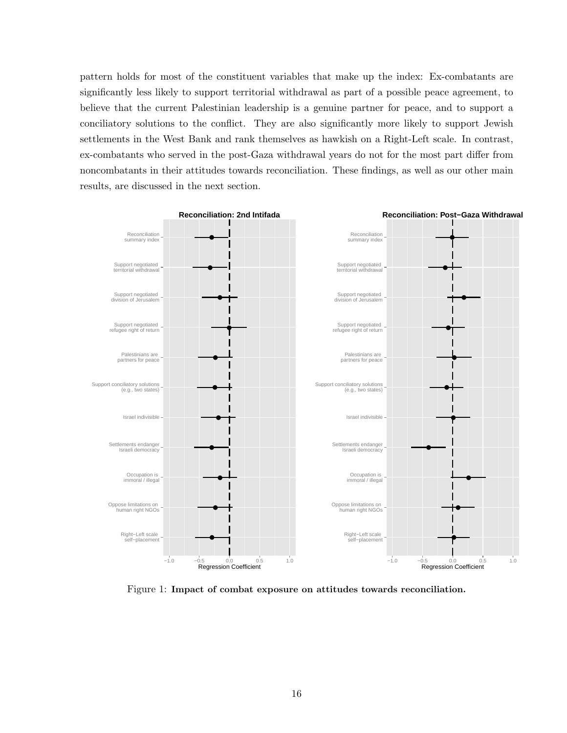pattern holds for most of the constituent variables that make up the index: Ex-combatants are significantly less likely to support territorial withdrawal as part of a possible peace agreement, to believe that the current Palestinian leadership is a genuine partner for peace, and to support a conciliatory solutions to the conflict. They are also significantly more likely to support Jewish settlements in the West Bank and rank themselves as hawkish on a Right-Left scale. In contrast, ex-combatants who served in the post-Gaza withdrawal years do not for the most part differ from noncombatants in their attitudes towards reconciliation. These findings, as well as our other main results, are discussed in the next section.

Figure 1: **Impact of combat exposure on attitudes towards reconciliation.**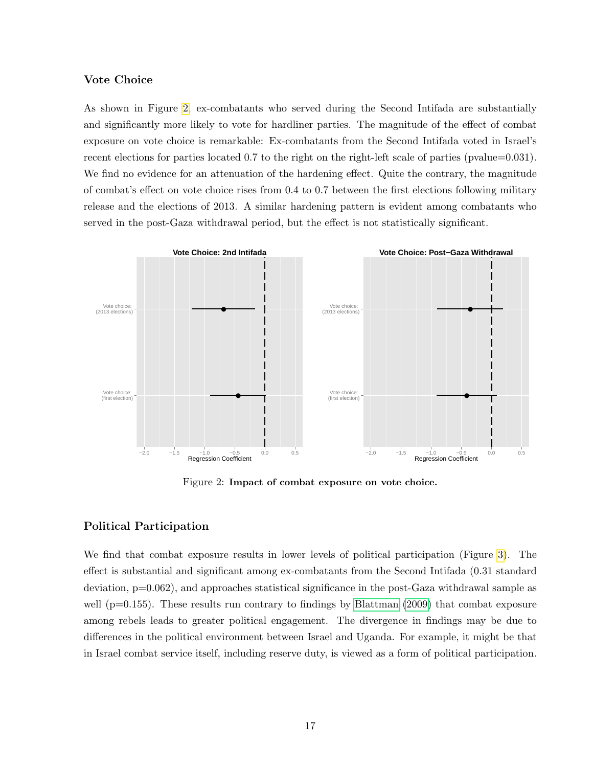### Vote Choice

As shown in Figure 2, ex-combatants who served during the Second Intifada are substantially and significantly more likely to vote for hardliner parties. The magnitude of the effect of combat exposure on vote choice is remarkable: Ex-combatants from the Second Intifada voted in Israel's recent elections for parties located 0.7 to the right on the right-left scale of parties (pvalue=0.031). We find no evidence for an attenuation of the hardening effect. Quite the contrary, the magnitude of combat's effect on vote choice rises from 0.4 to 0.7 between the first elections following military release and the elections of 2013. A similar hardening pattern is evident among combatants who served in the post-Gaza withdrawal period, but the effect is not statistically significant.

Figure 2: **Impact of combat exposure on vote choice.**

### Political Participation

We find that combat exposure results in lower levels of political participation (Figure 3). The effect is substantial and significant among ex-combatants from the Second Intifada (0.31 standard deviation, p=0.062), and approaches statistical significance in the post-Gaza withdrawal sample as well (p=0.155). These results run contrary to findings by Blattman (2009) that combat exposure among rebels leads to greater political engagement. The divergence in findings may be due to differences in the political environment between Israel and Uganda. For example, it might be that in Israel combat service itself, including reserve duty, is viewed as a form of political participation.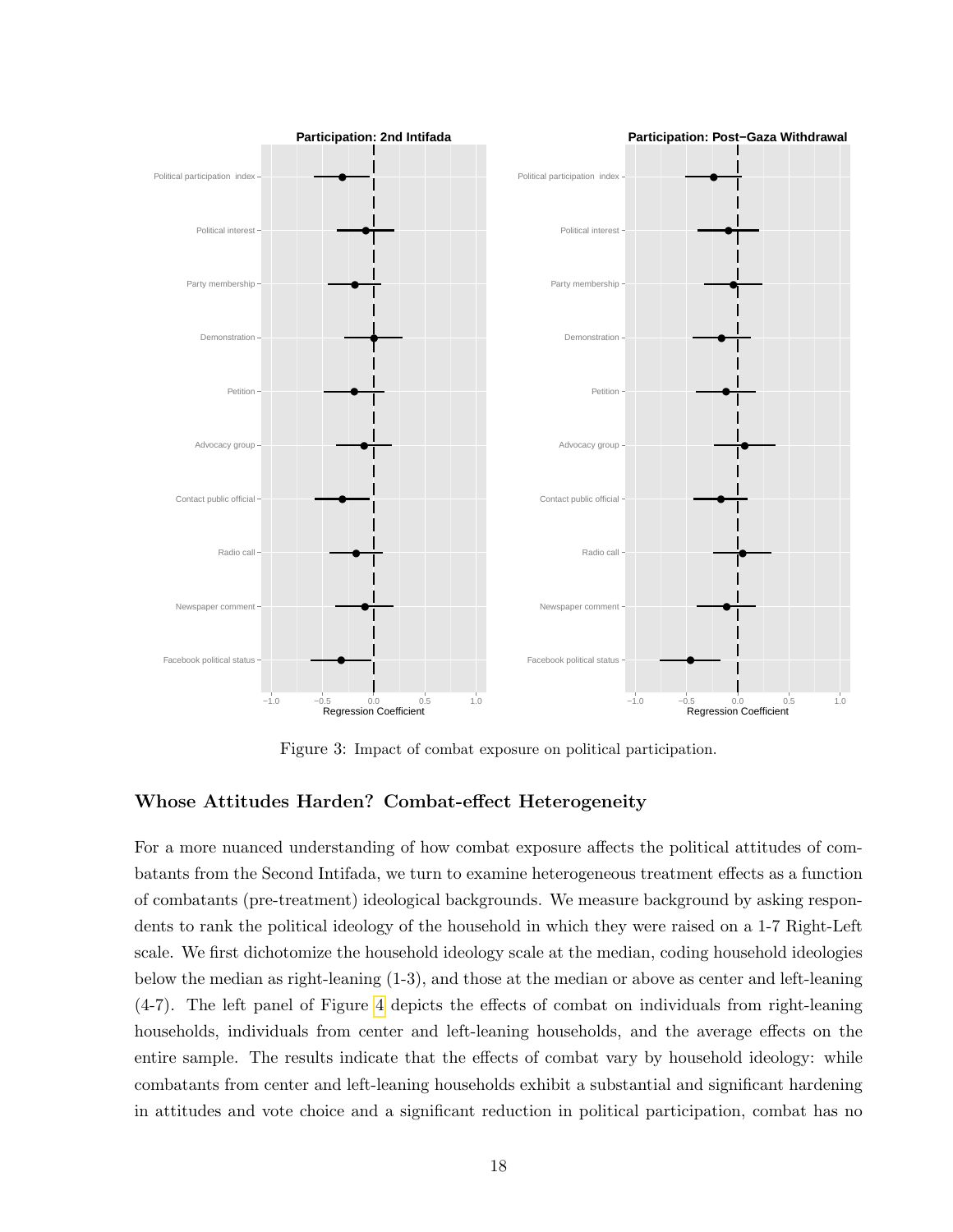Figure 3: Impact of combat exposure on political participation.

## Whose Attitudes Harden? Combat-effect Heterogeneity

For a more nuanced understanding of how combat exposure affects the political attitudes of combatants from the Second Intifada, we turn to examine heterogeneous treatment effects as a function of combatants (pre-treatment) ideological backgrounds. We measure background by asking respondents to rank the political ideology of the household in which they were raised on a 1-7 Right-Left scale. We first dichotomize the household ideology scale at the median, coding household ideologies below the median as right-leaning (1-3), and those at the median or above as center and left-leaning (4-7). The left panel of Figure 4 depicts the effects of combat on individuals from right-leaning households, individuals from center and left-leaning households, and the average effects on the entire sample. The results indicate that the effects of combat vary by household ideology: while combatants from center and left-leaning households exhibit a substantial and significant hardening in attitudes and vote choice and a significant reduction in political participation, combat has no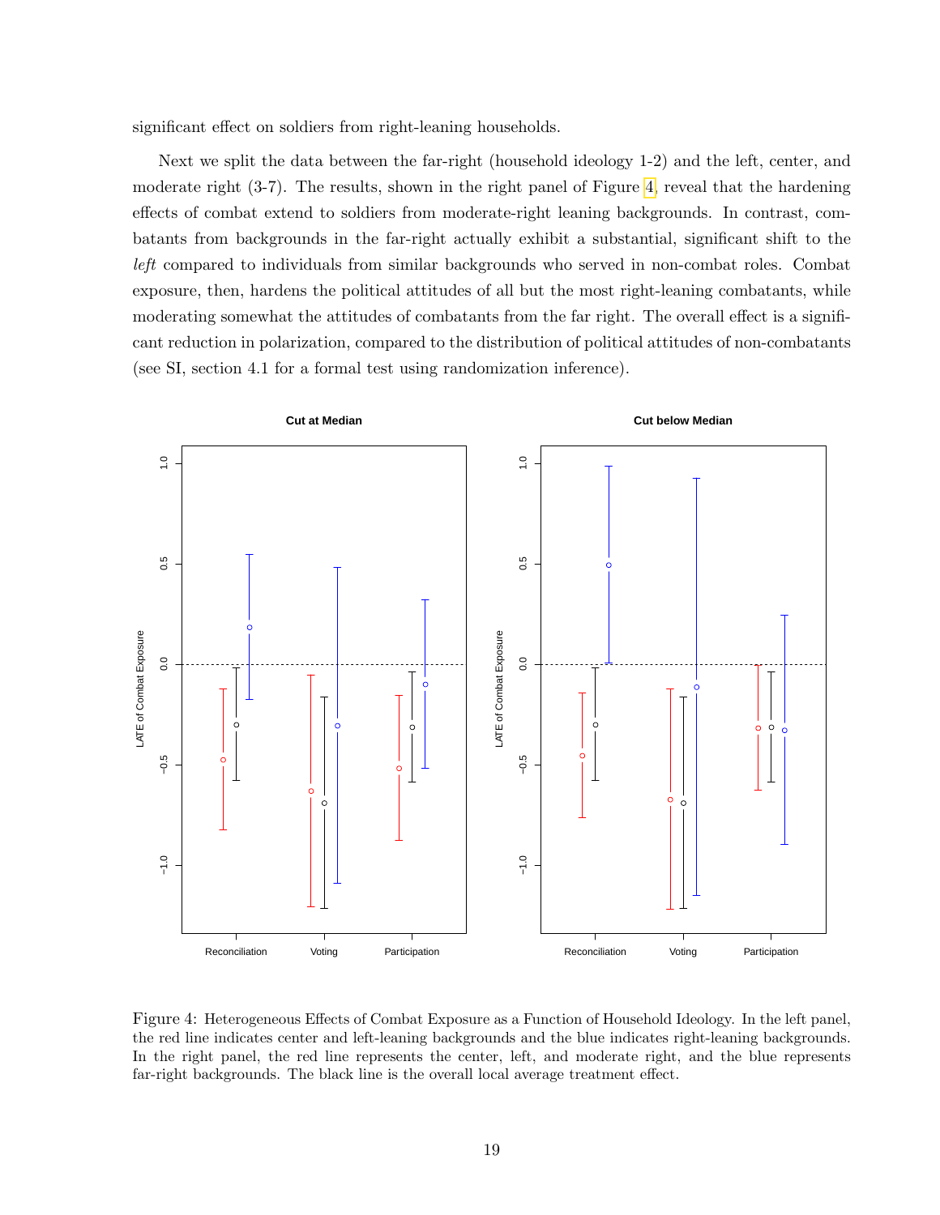significant effect on soldiers from right-leaning households.

Next we split the data between the far-right (household ideology 1-2) and the left, center, and moderate right (3-7). The results, shown in the right panel of Figure 4, reveal that the hardening effects of combat extend to soldiers from moderate-right leaning backgrounds. In contrast, combatants from backgrounds in the far-right actually exhibit a substantial, significant shift to the *left* compared to individuals from similar backgrounds who served in non-combat roles. Combat exposure, then, hardens the political attitudes of all but the most right-leaning combatants, while moderating somewhat the attitudes of combatants from the far right. The overall effect is a significant reduction in polarization, compared to the distribution of political attitudes of non-combatants (see SI, section 4.1 for a formal test using randomization inference).

Figure 4: Heterogeneous Effects of Combat Exposure as a Function of Household Ideology. In the left panel, the red line indicates center and left-leaning backgrounds and the blue indicates right-leaning backgrounds. In the right panel, the red line represents the center, left, and moderate right, and the blue represents far-right backgrounds. The black line is the overall local average treatment effect.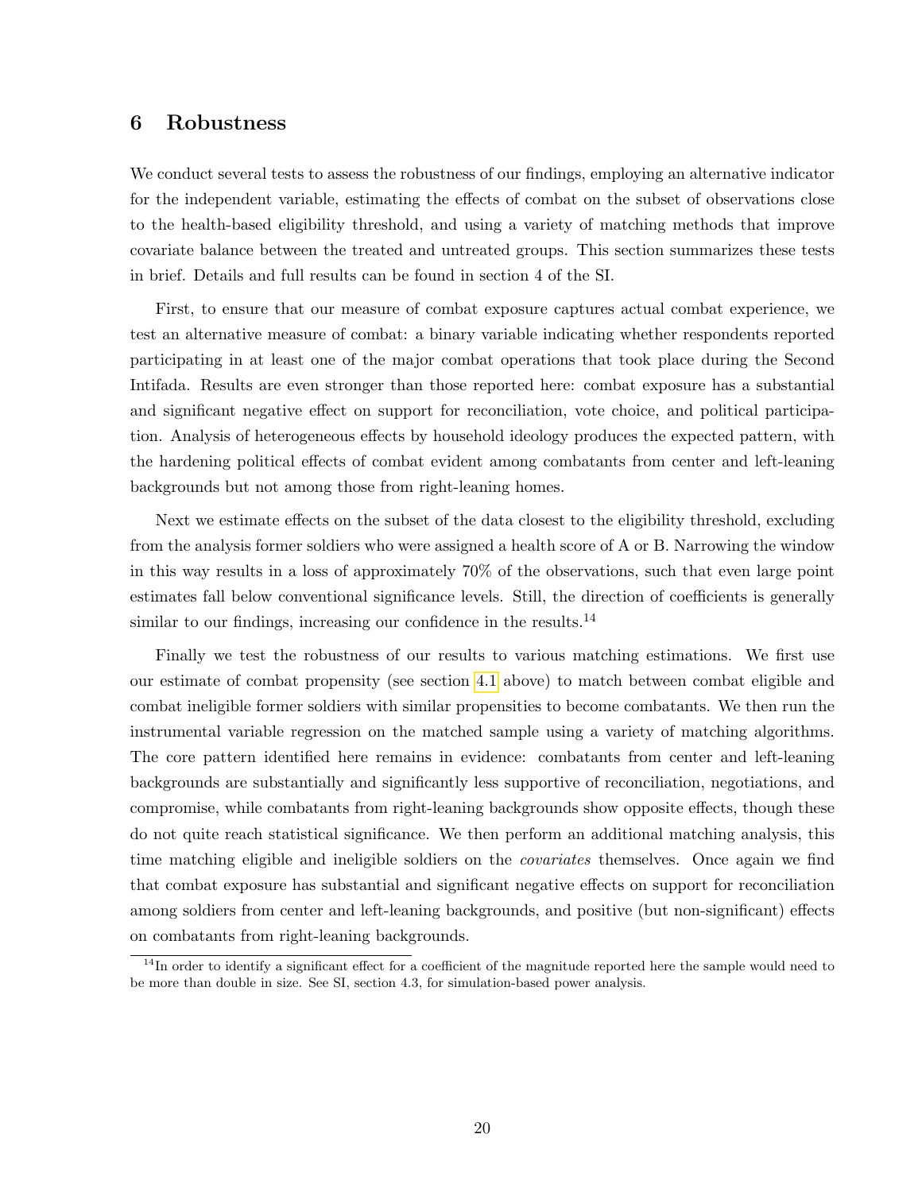## 6 Robustness

We conduct several tests to assess the robustness of our findings, employing an alternative indicator for the independent variable, estimating the effects of combat on the subset of observations close to the health-based eligibility threshold, and using a variety of matching methods that improve covariate balance between the treated and untreated groups. This section summarizes these tests in brief. Details and full results can be found in section 4 of the SI.

First, to ensure that our measure of combat exposure captures actual combat experience, we test an alternative measure of combat: a binary variable indicating whether respondents reported participating in at least one of the major combat operations that took place during the Second Intifada. Results are even stronger than those reported here: combat exposure has a substantial and significant negative effect on support for reconciliation, vote choice, and political participation. Analysis of heterogeneous effects by household ideology produces the expected pattern, with the hardening political effects of combat evident among combatants from center and left-leaning backgrounds but not among those from right-leaning homes.

Next we estimate effects on the subset of the data closest to the eligibility threshold, excluding from the analysis former soldiers who were assigned a health score of A or B. Narrowing the window in this way results in a loss of approximately 70% of the observations, such that even large point estimates fall below conventional significance levels. Still, the direction of coefficients is generally similar to our findings, increasing our confidence in the results.[14]

Finally we test the robustness of our results to various matching estimations. We first use our estimate of combat propensity (see section 4.1 above) to match between combat eligible and combat ineligible former soldiers with similar propensities to become combatants. We then run the instrumental variable regression on the matched sample using a variety of matching algorithms. The core pattern identified here remains in evidence: combatants from center and left-leaning backgrounds are substantially and significantly less supportive of reconciliation, negotiations, and compromise, while combatants from right-leaning backgrounds show opposite effects, though these do not quite reach statistical significance. We then perform an additional matching analysis, this time matching eligible and ineligible soldiers on the *covariates* themselves. Once again we find that combat exposure has substantial and significant negative effects on support for reconciliation among soldiers from center and left-leaning backgrounds, and positive (but non-significant) effects on combatants from right-leaning backgrounds.

[14] In order to identify a significant effect for a coefficient of the magnitude reported here the sample would need to be more than double in size. See SI, section 4.3, for simulation-based power analysis.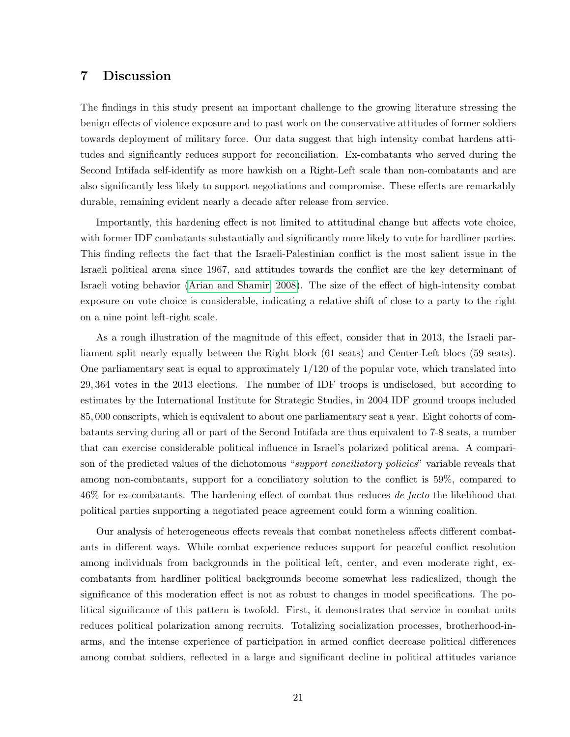## 7 Discussion

The findings in this study present an important challenge to the growing literature stressing the benign effects of violence exposure and to past work on the conservative attitudes of former soldiers towards deployment of military force. Our data suggest that high intensity combat hardens attitudes and significantly reduces support for reconciliation. Ex-combatants who served during the Second Intifada self-identify as more hawkish on a Right-Left scale than non-combatants and are also significantly less likely to support negotiations and compromise. These effects are remarkably durable, remaining evident nearly a decade after release from service.

Importantly, this hardening effect is not limited to attitudinal change but affects vote choice, with former IDF combatants substantially and significantly more likely to vote for hardliner parties. This finding reflects the fact that the Israeli-Palestinian conflict is the most salient issue in the Israeli political arena since 1967, and attitudes towards the conflict are the key determinant of Israeli voting behavior (Arian and Shamir, 2008). The size of the effect of high-intensity combat exposure on vote choice is considerable, indicating a relative shift of close to a party to the right on a nine point left-right scale.

As a rough illustration of the magnitude of this effect, consider that in 2013, the Israeli parliament split nearly equally between the Right block (61 seats) and Center-Left blocs (59 seats). One parliamentary seat is equal to approximately $1/120$ of the popular vote, which translated into $29,364$ votes in the 2013 elections. The number of IDF troops is undisclosed, but according to estimates by the International Institute for Strategic Studies, in 2004 IDF ground troops included $85,000$ conscripts, which is equivalent to about one parliamentary seat a year. Eight cohorts of combatants serving during all or part of the Second Intifada are thus equivalent to 7-8 seats, a number that can exercise considerable political influence in Israel's polarized political arena. A comparison of the predicted values of the dichotomous "*support conciliatory policies*" variable reveals that among non-combatants, support for a conciliatory solution to the conflict is 59%, compared to 46% for ex-combatants. The hardening effect of combat thus reduces *de facto* the likelihood that political parties supporting a negotiated peace agreement could form a winning coalition.

Our analysis of heterogeneous effects reveals that combat nonetheless affects different combatants in different ways. While combat experience reduces support for peaceful conflict resolution among individuals from backgrounds in the political left, center, and even moderate right, ex-combatants from hardliner political backgrounds become somewhat less radicalized, though the significance of this moderation effect is not as robust to changes in model specifications. The political significance of this pattern is twofold. First, it demonstrates that service in combat units reduces political polarization among recruits. Totalizing socialization processes, brotherhood-in-arms, and the intense experience of participation in armed conflict decrease political differences among combat soldiers, reflected in a large and significant decline in political attitudes variance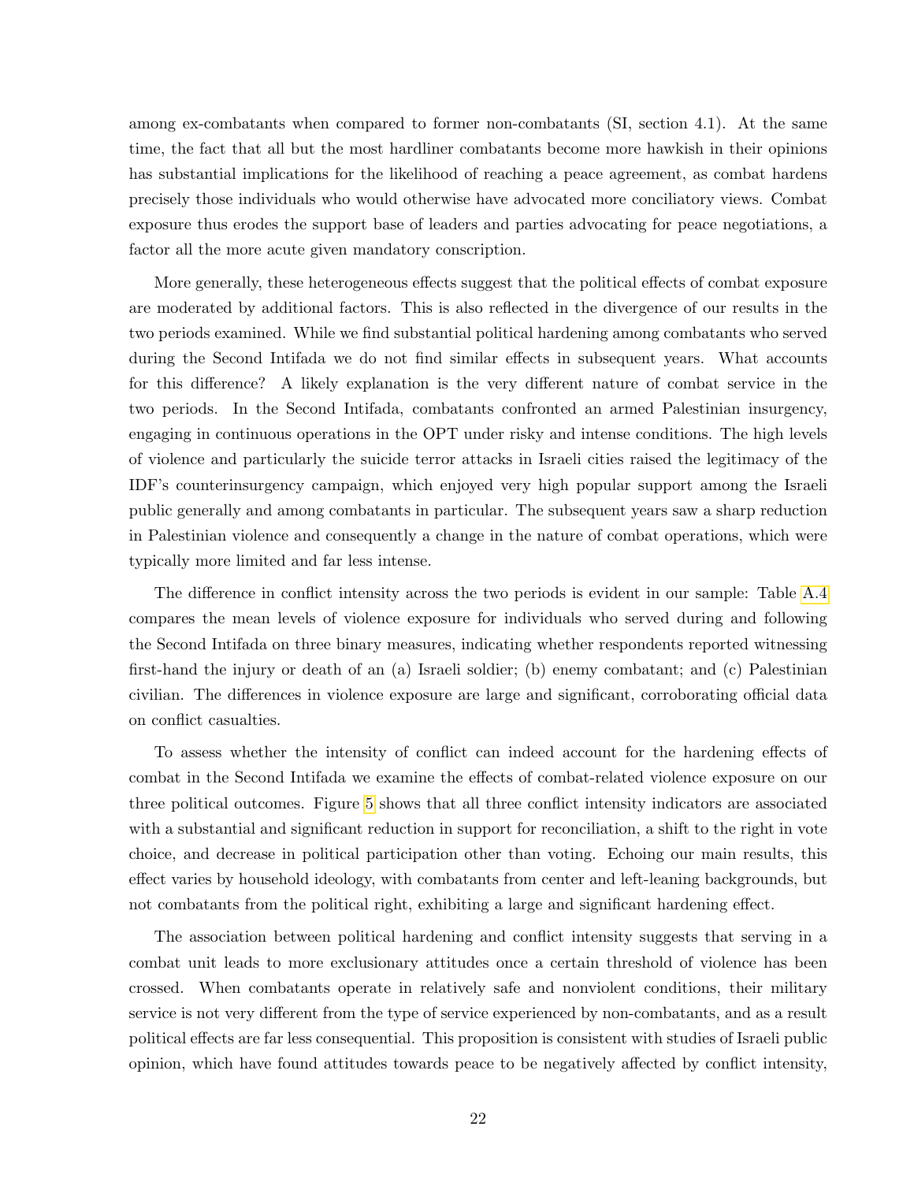among ex-combatants when compared to former non-combatants (SI, section 4.1). At the same time, the fact that all but the most hardliner combatants become more hawkish in their opinions has substantial implications for the likelihood of reaching a peace agreement, as combat hardens precisely those individuals who would otherwise have advocated more conciliatory views. Combat exposure thus erodes the support base of leaders and parties advocating for peace negotiations, a factor all the more acute given mandatory conscription.

More generally, these heterogeneous effects suggest that the political effects of combat exposure are moderated by additional factors. This is also reflected in the divergence of our results in the two periods examined. While we find substantial political hardening among combatants who served during the Second Intifada we do not find similar effects in subsequent years. What accounts for this difference? A likely explanation is the very different nature of combat service in the two periods. In the Second Intifada, combatants confronted an armed Palestinian insurgency, engaging in continuous operations in the OPT under risky and intense conditions. The high levels of violence and particularly the suicide terror attacks in Israeli cities raised the legitimacy of the IDF's counterinsurgency campaign, which enjoyed very high popular support among the Israeli public generally and among combatants in particular. The subsequent years saw a sharp reduction in Palestinian violence and consequently a change in the nature of combat operations, which were typically more limited and far less intense.

The difference in conflict intensity across the two periods is evident in our sample: Table A.4 compares the mean levels of violence exposure for individuals who served during and following the Second Intifada on three binary measures, indicating whether respondents reported witnessing first-hand the injury or death of an (a) Israeli soldier; (b) enemy combatant; and (c) Palestinian civilian. The differences in violence exposure are large and significant, corroborating official data on conflict casualties.

To assess whether the intensity of conflict can indeed account for the hardening effects of combat in the Second Intifada we examine the effects of combat-related violence exposure on our three political outcomes. Figure 5 shows that all three conflict intensity indicators are associated with a substantial and significant reduction in support for reconciliation, a shift to the right in vote choice, and decrease in political participation other than voting. Echoing our main results, this effect varies by household ideology, with combatants from center and left-leaning backgrounds, but not combatants from the political right, exhibiting a large and significant hardening effect.

The association between political hardening and conflict intensity suggests that serving in a combat unit leads to more exclusionary attitudes once a certain threshold of violence has been crossed. When combatants operate in relatively safe and nonviolent conditions, their military service is not very different from the type of service experienced by non-combatants, and as a result political effects are far less consequential. This proposition is consistent with studies of Israeli public opinion, which have found attitudes towards peace to be negatively affected by conflict intensity,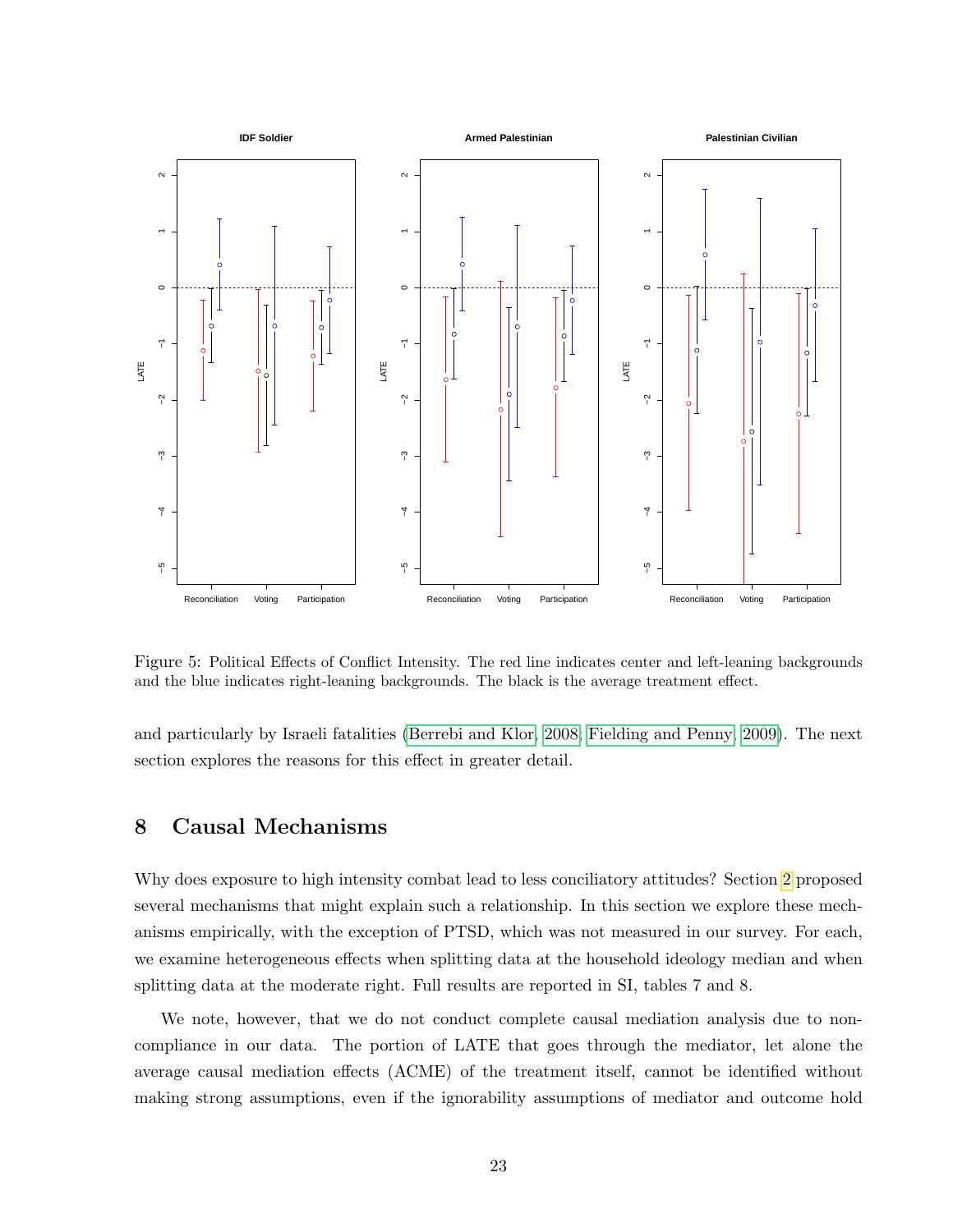Figure 5: Political Effects of Conflict Intensity. The red line indicates center and left-leaning backgrounds and the blue indicates right-leaning backgrounds. The black is the average treatment effect.

and particularly by Israeli fatalities (Berrebi and Klor, 2008; Fielding and Penny, 2009). The next section explores the reasons for this effect in greater detail.

## 8 Causal Mechanisms

Why does exposure to high intensity combat lead to less conciliatory attitudes? Section 2 proposed several mechanisms that might explain such a relationship. In this section we explore these mechanisms empirically, with the exception of PTSD, which was not measured in our survey. For each, we examine heterogeneous effects when splitting data at the household ideology median and when splitting data at the moderate right. Full results are reported in SI, tables 7 and 8.

We note, however, that we do not conduct complete causal mediation analysis due to non-compliance in our data. The portion of LATE that goes through the mediator, let alone the average causal mediation effects (ACME) of the treatment itself, cannot be identified without making strong assumptions, even if the ignorability assumptions of mediator and outcome hold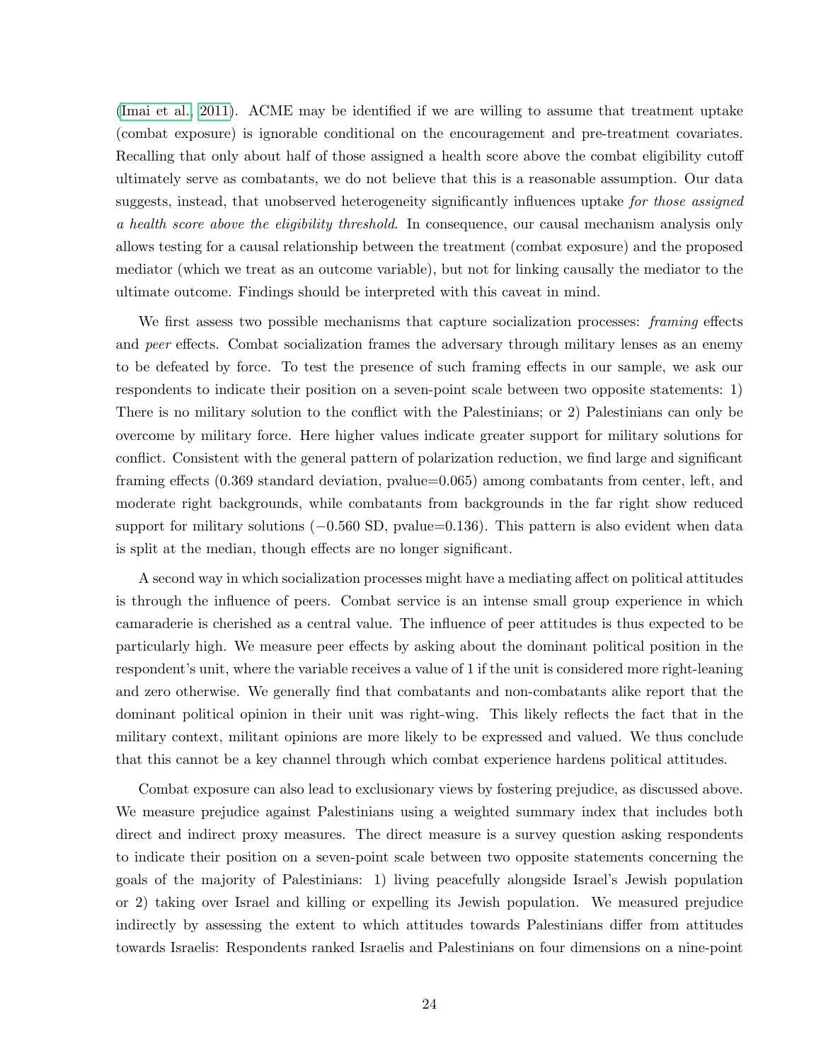(Imai et al., 2011). ACME may be identified if we are willing to assume that treatment uptake (combat exposure) is ignorable conditional on the encouragement and pre-treatment covariates. Recalling that only about half of those assigned a health score above the combat eligibility cutoff ultimately serve as combatants, we do not believe that this is a reasonable assumption. Our data suggests, instead, that unobserved heterogeneity significantly influences uptake *for those assigned a health score above the eligibility threshold*. In consequence, our causal mechanism analysis only allows testing for a causal relationship between the treatment (combat exposure) and the proposed mediator (which we treat as an outcome variable), but not for linking causally the mediator to the ultimate outcome. Findings should be interpreted with this caveat in mind.

We first assess two possible mechanisms that capture socialization processes: *framing* effects and *peer* effects. Combat socialization frames the adversary through military lenses as an enemy to be defeated by force. To test the presence of such framing effects in our sample, we ask our respondents to indicate their position on a seven-point scale between two opposite statements: 1) There is no military solution to the conflict with the Palestinians; or 2) Palestinians can only be overcome by military force. Here higher values indicate greater support for military solutions for conflict. Consistent with the general pattern of polarization reduction, we find large and significant framing effects (0.369 standard deviation, pvalue=0.065) among combatants from center, left, and moderate right backgrounds, while combatants from backgrounds in the far right show reduced support for military solutions ($-0.560$ SD, pvalue=0.136). This pattern is also evident when data is split at the median, though effects are no longer significant.

A second way in which socialization processes might have a mediating affect on political attitudes is through the influence of peers. Combat service is an intense small group experience in which camaraderie is cherished as a central value. The influence of peer attitudes is thus expected to be particularly high. We measure peer effects by asking about the dominant political position in the respondent's unit, where the variable receives a value of 1 if the unit is considered more right-leaning and zero otherwise. We generally find that combatants and non-combatants alike report that the dominant political opinion in their unit was right-wing. This likely reflects the fact that in the military context, militant opinions are more likely to be expressed and valued. We thus conclude that this cannot be a key channel through which combat experience hardens political attitudes.

Combat exposure can also lead to exclusionary views by fostering prejudice, as discussed above. We measure prejudice against Palestinians using a weighted summary index that includes both direct and indirect proxy measures. The direct measure is a survey question asking respondents to indicate their position on a seven-point scale between two opposite statements concerning the goals of the majority of Palestinians: 1) living peacefully alongside Israel's Jewish population or 2) taking over Israel and killing or expelling its Jewish population. We measured prejudice indirectly by assessing the extent to which attitudes towards Palestinians differ from attitudes towards Israelis: Respondents ranked Israelis and Palestinians on four dimensions on a nine-point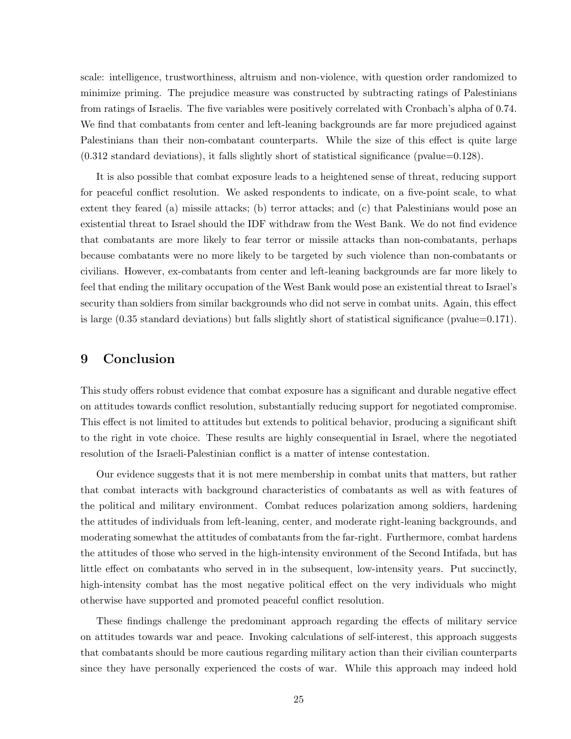scale: intelligence, trustworthiness, altruism and non-violence, with question order randomized to minimize priming. The prejudice measure was constructed by subtracting ratings of Palestinians from ratings of Israelis. The five variables were positively correlated with Cronbach's alpha of 0.74. We find that combatants from center and left-leaning backgrounds are far more prejudiced against Palestinians than their non-combatant counterparts. While the size of this effect is quite large (0.312 standard deviations), it falls slightly short of statistical significance (pvalue=0.128).

It is also possible that combat exposure leads to a heightened sense of threat, reducing support for peaceful conflict resolution. We asked respondents to indicate, on a five-point scale, to what extent they feared (a) missile attacks; (b) terror attacks; and (c) that Palestinians would pose an existential threat to Israel should the IDF withdraw from the West Bank. We do not find evidence that combatants are more likely to fear terror or missile attacks than non-combatants, perhaps because combatants were no more likely to be targeted by such violence than non-combatants or civilians. However, ex-combatants from center and left-leaning backgrounds are far more likely to feel that ending the military occupation of the West Bank would pose an existential threat to Israel's security than soldiers from similar backgrounds who did not serve in combat units. Again, this effect is large (0.35 standard deviations) but falls slightly short of statistical significance (pvalue=0.171).

# 9 Conclusion

This study offers robust evidence that combat exposure has a significant and durable negative effect on attitudes towards conflict resolution, substantially reducing support for negotiated compromise. This effect is not limited to attitudes but extends to political behavior, producing a significant shift to the right in vote choice. These results are highly consequential in Israel, where the negotiated resolution of the Israeli-Palestinian conflict is a matter of intense contestation.

Our evidence suggests that it is not mere membership in combat units that matters, but rather that combat interacts with background characteristics of combatants as well as with features of the political and military environment. Combat reduces polarization among soldiers, hardening the attitudes of individuals from left-leaning, center, and moderate right-leaning backgrounds, and moderating somewhat the attitudes of combatants from the far-right. Furthermore, combat hardens the attitudes of those who served in the high-intensity environment of the Second Intifada, but has little effect on combatants who served in in the subsequent, low-intensity years. Put succinctly, high-intensity combat has the most negative political effect on the very individuals who might otherwise have supported and promoted peaceful conflict resolution.

These findings challenge the predominant approach regarding the effects of military service on attitudes towards war and peace. Invoking calculations of self-interest, this approach suggests that combatants should be more cautious regarding military action than their civilian counterparts since they have personally experienced the costs of war. While this approach may indeed hold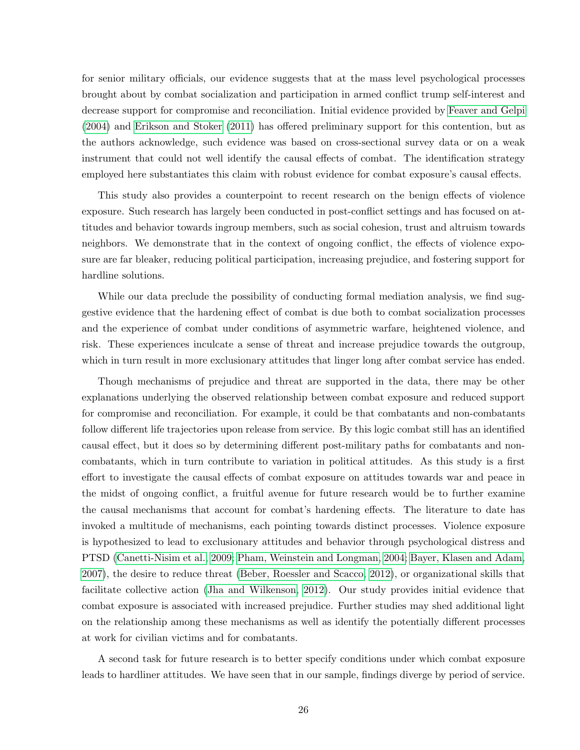for senior military officials, our evidence suggests that at the mass level psychological processes brought about by combat socialization and participation in armed conflict trump self-interest and decrease support for compromise and reconciliation. Initial evidence provided by Feaver and Gelpi (2004) and Erikson and Stoker (2011) has offered preliminary support for this contention, but as the authors acknowledge, such evidence was based on cross-sectional survey data or on a weak instrument that could not well identify the causal effects of combat. The identification strategy employed here substantiates this claim with robust evidence for combat exposure's causal effects.

This study also provides a counterpoint to recent research on the benign effects of violence exposure. Such research has largely been conducted in post-conflict settings and has focused on attitudes and behavior towards ingroup members, such as social cohesion, trust and altruism towards neighbors. We demonstrate that in the context of ongoing conflict, the effects of violence exposure are far bleaker, reducing political participation, increasing prejudice, and fostering support for hardline solutions.

While our data preclude the possibility of conducting formal mediation analysis, we find suggestive evidence that the hardening effect of combat is due both to combat socialization processes and the experience of combat under conditions of asymmetric warfare, heightened violence, and risk. These experiences inculcate a sense of threat and increase prejudice towards the outgroup, which in turn result in more exclusionary attitudes that linger long after combat service has ended.

Though mechanisms of prejudice and threat are supported in the data, there may be other explanations underlying the observed relationship between combat exposure and reduced support for compromise and reconciliation. For example, it could be that combatants and non-combatants follow different life trajectories upon release from service. By this logic combat still has an identified causal effect, but it does so by determining different post-military paths for combatants and non-combatants, which in turn contribute to variation in political attitudes. As this study is a first effort to investigate the causal effects of combat exposure on attitudes towards war and peace in the midst of ongoing conflict, a fruitful avenue for future research would be to further examine the causal mechanisms that account for combat's hardening effects. The literature to date has invoked a multitude of mechanisms, each pointing towards distinct processes. Violence exposure is hypothesized to lead to exclusionary attitudes and behavior through psychological distress and PTSD (Canetti-Nisim et al., 2009; Pham, Weinstein and Longman, 2004; Bayer, Klasen and Adam, 2007), the desire to reduce threat (Beber, Roessler and Scacco, 2012), or organizational skills that facilitate collective action (Jha and Wilkenson, 2012). Our study provides initial evidence that combat exposure is associated with increased prejudice. Further studies may shed additional light on the relationship among these mechanisms as well as identify the potentially different processes at work for civilian victims and for combatants.

A second task for future research is to better specify conditions under which combat exposure leads to hardliner attitudes. We have seen that in our sample, findings diverge by period of service.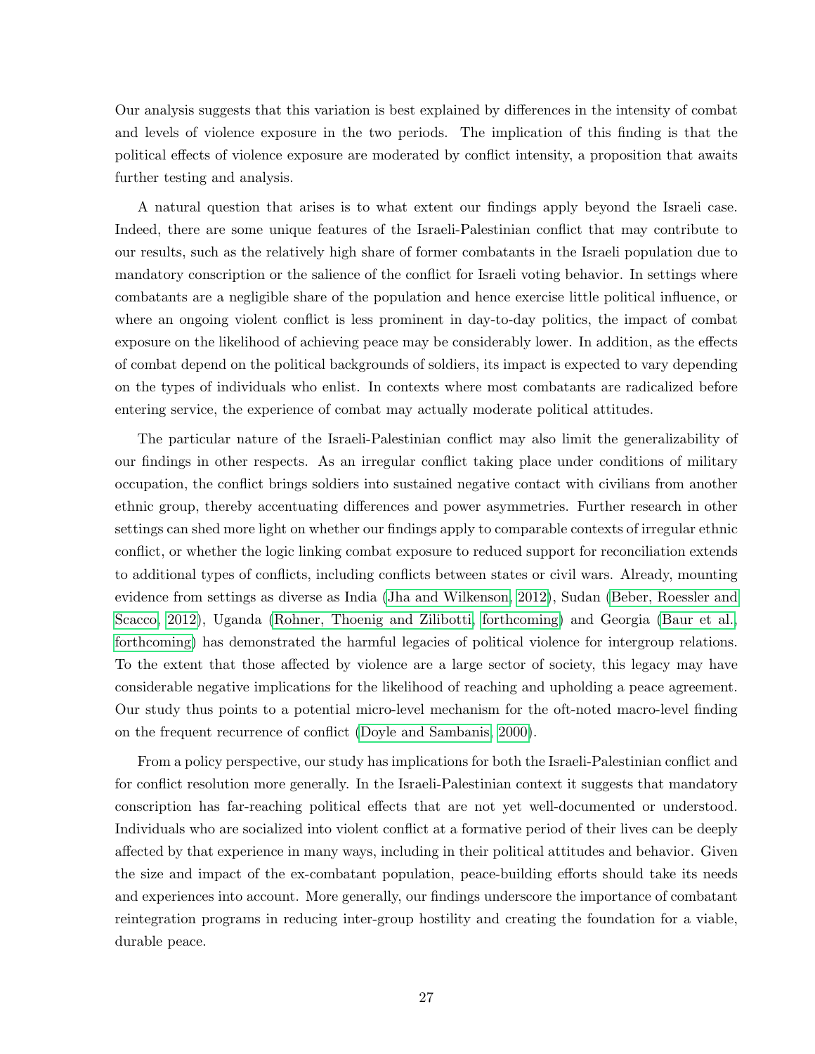Our analysis suggests that this variation is best explained by differences in the intensity of combat and levels of violence exposure in the two periods. The implication of this finding is that the political effects of violence exposure are moderated by conflict intensity, a proposition that awaits further testing and analysis.

A natural question that arises is to what extent our findings apply beyond the Israeli case. Indeed, there are some unique features of the Israeli-Palestinian conflict that may contribute to our results, such as the relatively high share of former combatants in the Israeli population due to mandatory conscription or the salience of the conflict for Israeli voting behavior. In settings where combatants are a negligible share of the population and hence exercise little political influence, or where an ongoing violent conflict is less prominent in day-to-day politics, the impact of combat exposure on the likelihood of achieving peace may be considerably lower. In addition, as the effects of combat depend on the political backgrounds of soldiers, its impact is expected to vary depending on the types of individuals who enlist. In contexts where most combatants are radicalized before entering service, the experience of combat may actually moderate political attitudes.

The particular nature of the Israeli-Palestinian conflict may also limit the generalizability of our findings in other respects. As an irregular conflict taking place under conditions of military occupation, the conflict brings soldiers into sustained negative contact with civilians from another ethnic group, thereby accentuating differences and power asymmetries. Further research in other settings can shed more light on whether our findings apply to comparable contexts of irregular ethnic conflict, or whether the logic linking combat exposure to reduced support for reconciliation extends to additional types of conflicts, including conflicts between states or civil wars. Already, mounting evidence from settings as diverse as India (Jha and Wilkenson, 2012), Sudan (Beber, Roessler and Scacco, 2012), Uganda (Rohner, Thoenig and Zilibotti, forthcoming) and Georgia (Baur et al., forthcoming) has demonstrated the harmful legacies of political violence for intergroup relations. To the extent that those affected by violence are a large sector of society, this legacy may have considerable negative implications for the likelihood of reaching and upholding a peace agreement. Our study thus points to a potential micro-level mechanism for the oft-noted macro-level finding on the frequent recurrence of conflict (Doyle and Sambanis, 2000).

From a policy perspective, our study has implications for both the Israeli-Palestinian conflict and for conflict resolution more generally. In the Israeli-Palestinian context it suggests that mandatory conscription has far-reaching political effects that are not yet well-documented or understood. Individuals who are socialized into violent conflict at a formative period of their lives can be deeply affected by that experience in many ways, including in their political attitudes and behavior. Given the size and impact of the ex-combatant population, peace-building efforts should take its needs and experiences into account. More generally, our findings underscore the importance of combatant reintegration programs in reducing inter-group hostility and creating the foundation for a viable, durable peace.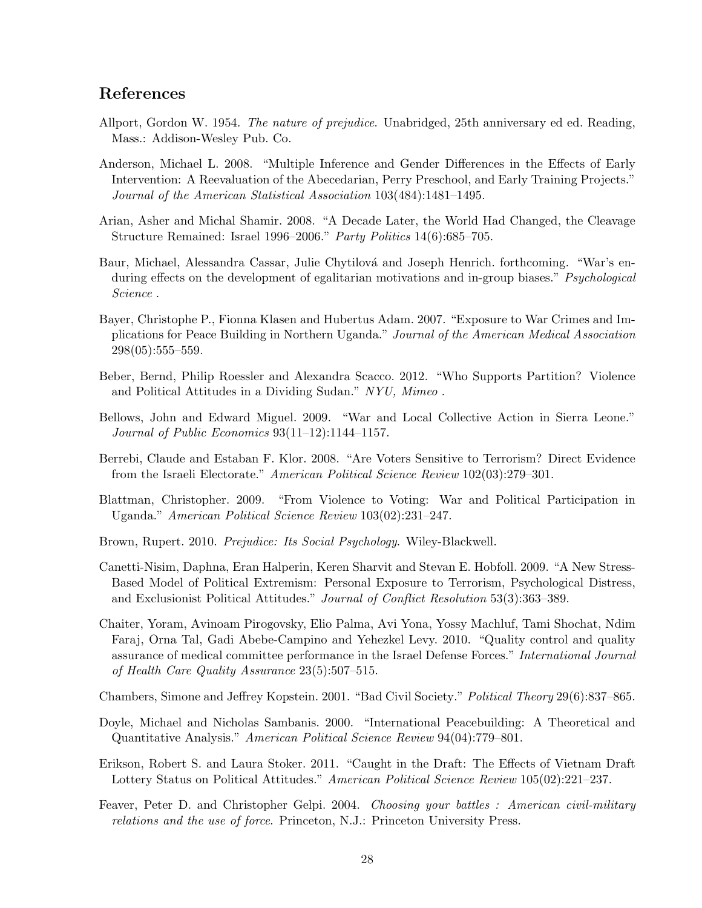## References

Allport, Gordon W. 1954. *The nature of prejudice*. Unabridged, 25th anniversary ed ed. Reading, Mass.: Addison-Wesley Pub. Co.

Anderson, Michael L. 2008. "Multiple Inference and Gender Differences in the Effects of Early Intervention: A Reevaluation of the Abecedarian, Perry Preschool, and Early Training Projects." *Journal of the American Statistical Association* 103(484):1481–1495.

Arian, Asher and Michal Shamir. 2008. "A Decade Later, the World Had Changed, the Cleavage Structure Remained: Israel 1996–2006." *Party Politics* 14(6):685–705.

Baur, Michael, Alessandra Cassar, Julie Chytilová and Joseph Henrich. forthcoming. "War's enduring effects on the development of egalitarian motivations and in-group biases." *Psychological Science* .

Bayer, Christophe P., Fionna Klasen and Hubertus Adam. 2007. "Exposure to War Crimes and Implications for Peace Building in Northern Uganda." *Journal of the American Medical Association* 298(05):555–559.

Beber, Bernd, Philip Roessler and Alexandra Scacco. 2012. "Who Supports Partition? Violence and Political Attitudes in a Dividing Sudan." *NYU, Mimeo* .

Bellows, John and Edward Miguel. 2009. "War and Local Collective Action in Sierra Leone." *Journal of Public Economics* 93(11–12):1144–1157.

Berrebi, Claude and Estaban F. Klor. 2008. "Are Voters Sensitive to Terrorism? Direct Evidence from the Israeli Electorate." *American Political Science Review* 102(03):279–301.

Blattman, Christopher. 2009. "From Violence to Voting: War and Political Participation in Uganda." *American Political Science Review* 103(02):231–247.

Brown, Rupert. 2010. *Prejudice: Its Social Psychology*. Wiley-Blackwell.

Canetti-Nisim, Daphna, Eran Halperin, Keren Sharvit and Stevan E. Hobfoll. 2009. "A New Stress-Based Model of Political Extremism: Personal Exposure to Terrorism, Psychological Distress, and Exclusionist Political Attitudes." *Journal of Conflict Resolution* 53(3):363–389.

Chaiter, Yoram, Avinoam Pirogovsky, Elio Palma, Avi Yona, Yossy Machluf, Tami Shochat, Ndim Faraj, Orna Tal, Gadi Abebe-Campino and Yehezkel Levy. 2010. "Quality control and quality assurance of medical committee performance in the Israel Defense Forces." *International Journal of Health Care Quality Assurance* 23(5):507–515.

Chambers, Simone and Jeffrey Kopstein. 2001. "Bad Civil Society." *Political Theory* 29(6):837–865.

Doyle, Michael and Nicholas Sambanis. 2000. "International Peacebuilding: A Theoretical and Quantitative Analysis." *American Political Science Review* 94(04):779–801.

Erikson, Robert S. and Laura Stoker. 2011. "Caught in the Draft: The Effects of Vietnam Draft Lottery Status on Political Attitudes." *American Political Science Review* 105(02):221–237.

Feaver, Peter D. and Christopher Gelpi. 2004. *Choosing your battles : American civil-military relations and the use of force*. Princeton, N.J.: Princeton University Press.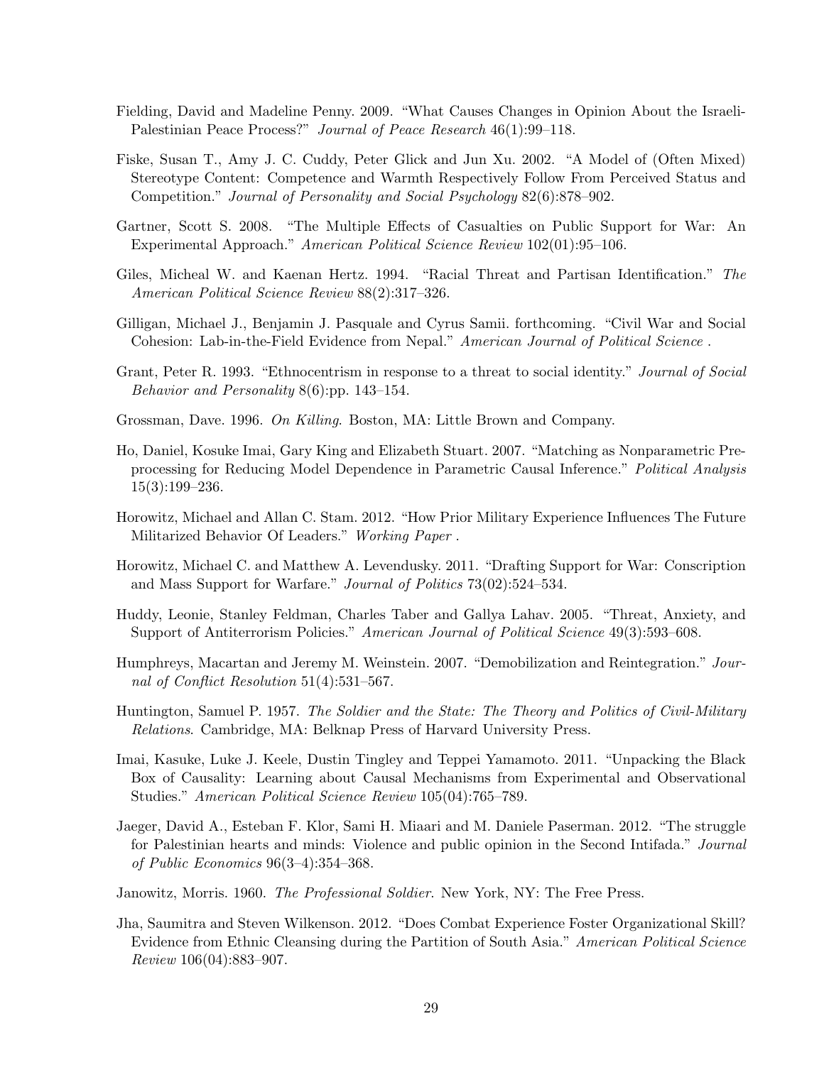Fielding, David and Madeline Penny. 2009. "What Causes Changes in Opinion About the Israeli-Palestinian Peace Process?" *Journal of Peace Research* 46(1):99–118.

Fiske, Susan T., Amy J. C. Cuddy, Peter Glick and Jun Xu. 2002. "A Model of (Often Mixed) Stereotype Content: Competence and Warmth Respectively Follow From Perceived Status and Competition." *Journal of Personality and Social Psychology* 82(6):878–902.

Gartner, Scott S. 2008. "The Multiple Effects of Casualties on Public Support for War: An Experimental Approach." *American Political Science Review* 102(01):95–106.

Giles, Micheal W. and Kaenan Hertz. 1994. "Racial Threat and Partisan Identification." *The American Political Science Review* 88(2):317–326.

Gilligan, Michael J., Benjamin J. Pasquale and Cyrus Samii. forthcoming. "Civil War and Social Cohesion: Lab-in-the-Field Evidence from Nepal." *American Journal of Political Science* .

Grant, Peter R. 1993. "Ethnocentrism in response to a threat to social identity." *Journal of Social Behavior and Personality* 8(6):pp. 143–154.

Grossman, Dave. 1996. *On Killing*. Boston, MA: Little Brown and Company.

Ho, Daniel, Kosuke Imai, Gary King and Elizabeth Stuart. 2007. "Matching as Nonparametric Preprocessing for Reducing Model Dependence in Parametric Causal Inference." *Political Analysis* 15(3):199–236.

Horowitz, Michael and Allan C. Stam. 2012. "How Prior Military Experience Influences The Future Militarized Behavior Of Leaders." *Working Paper* .

Horowitz, Michael C. and Matthew A. Levendusky. 2011. "Drafting Support for War: Conscription and Mass Support for Warfare." *Journal of Politics* 73(02):524–534.

Huddy, Leonie, Stanley Feldman, Charles Taber and Gallya Lahav. 2005. "Threat, Anxiety, and Support of Antiterrorism Policies." *American Journal of Political Science* 49(3):593–608.

Humphreys, Macartan and Jeremy M. Weinstein. 2007. "Demobilization and Reintegration." *Journal of Conflict Resolution* 51(4):531–567.

Huntington, Samuel P. 1957. *The Soldier and the State: The Theory and Politics of Civil-Military Relations*. Cambridge, MA: Belknap Press of Harvard University Press.

Imai, Kasuke, Luke J. Keele, Dustin Tingley and Teppei Yamamoto. 2011. "Unpacking the Black Box of Causality: Learning about Causal Mechanisms from Experimental and Observational Studies." *American Political Science Review* 105(04):765–789.

Jaeger, David A., Esteban F. Klor, Sami H. Miaari and M. Daniele Paserman. 2012. "The struggle for Palestinian hearts and minds: Violence and public opinion in the Second Intifada." *Journal of Public Economics* 96(3–4):354–368.

Janowitz, Morris. 1960. *The Professional Soldier*. New York, NY: The Free Press.

Jha, Saumitra and Steven Wilkenson. 2012. "Does Combat Experience Foster Organizational Skill? Evidence from Ethnic Cleansing during the Partition of South Asia." *American Political Science Review* 106(04):883–907.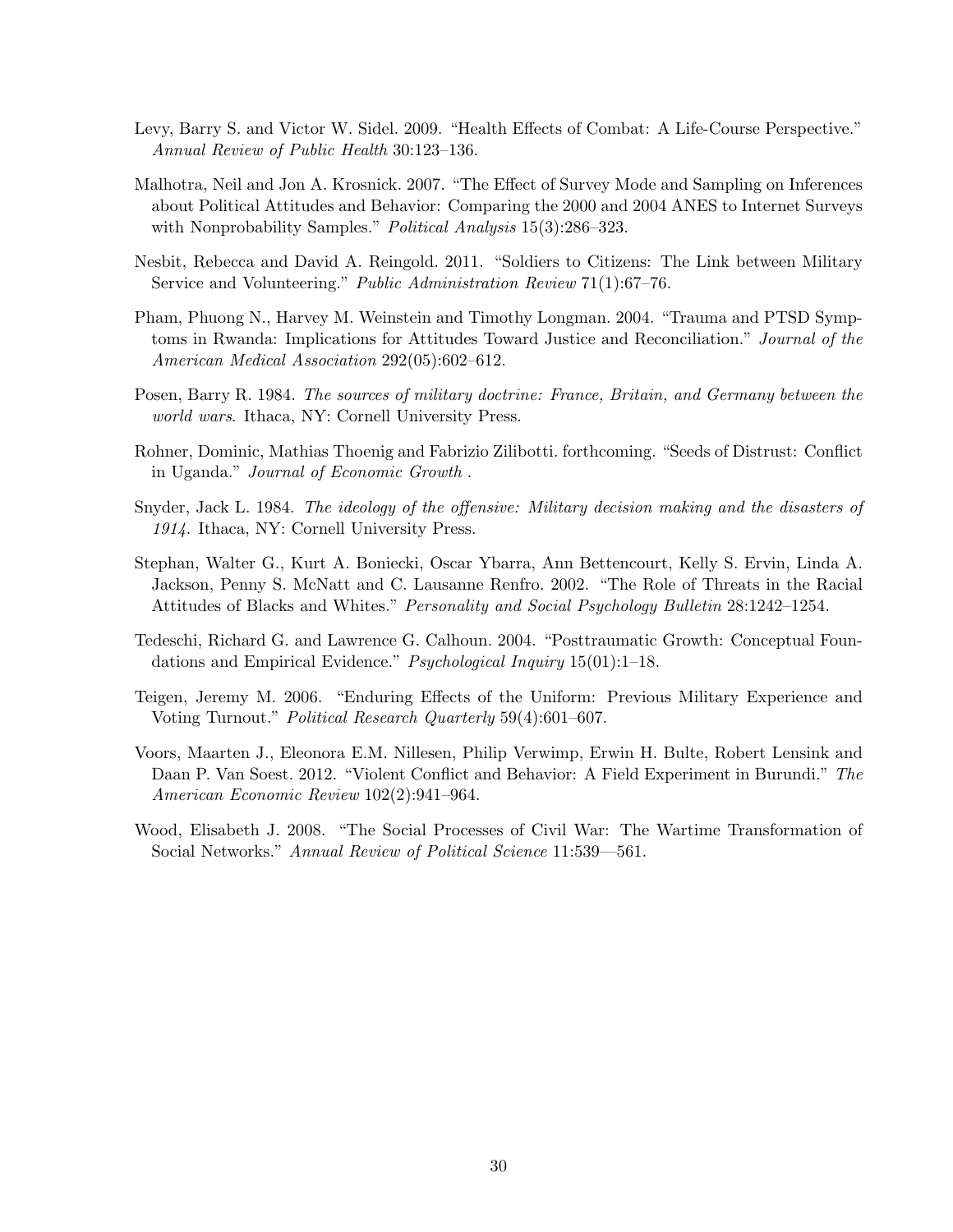Levy, Barry S. and Victor W. Sidel. 2009. "Health Effects of Combat: A Life-Course Perspective." *Annual Review of Public Health* 30:123–136.

Malhotra, Neil and Jon A. Krosnick. 2007. "The Effect of Survey Mode and Sampling on Inferences about Political Attitudes and Behavior: Comparing the 2000 and 2004 ANES to Internet Surveys with Nonprobability Samples." *Political Analysis* 15(3):286–323.

Nesbit, Rebecca and David A. Reingold. 2011. "Soldiers to Citizens: The Link between Military Service and Volunteering." *Public Administration Review* 71(1):67–76.

Pham, Phuong N., Harvey M. Weinstein and Timothy Longman. 2004. "Trauma and PTSD Symptoms in Rwanda: Implications for Attitudes Toward Justice and Reconciliation." *Journal of the American Medical Association* 292(05):602–612.

Posen, Barry R. 1984. *The sources of military doctrine: France, Britain, and Germany between the world wars*. Ithaca, NY: Cornell University Press.

Rohner, Dominic, Mathias Thoenig and Fabrizio Zilibotti. forthcoming. "Seeds of Distrust: Conflict in Uganda." *Journal of Economic Growth* .

Snyder, Jack L. 1984. *The ideology of the offensive: Military decision making and the disasters of 1914*. Ithaca, NY: Cornell University Press.

Stephan, Walter G., Kurt A. Boniecki, Oscar Ybarra, Ann Bettencourt, Kelly S. Ervin, Linda A. Jackson, Penny S. McNatt and C. Lausanne Renfro. 2002. "The Role of Threats in the Racial Attitudes of Blacks and Whites." *Personality and Social Psychology Bulletin* 28:1242–1254.

Tedeschi, Richard G. and Lawrence G. Calhoun. 2004. "Posttraumatic Growth: Conceptual Foundations and Empirical Evidence." *Psychological Inquiry* 15(01):1–18.

Teigen, Jeremy M. 2006. "Enduring Effects of the Uniform: Previous Military Experience and Voting Turnout." *Political Research Quarterly* 59(4):601–607.

Voors, Maarten J., Eleonora E.M. Nillesen, Philip Verwimp, Erwin H. Bulte, Robert Lensink and Daan P. Van Soest. 2012. "Violent Conflict and Behavior: A Field Experiment in Burundi." *The American Economic Review* 102(2):941–964.

Wood, Elisabeth J. 2008. "The Social Processes of Civil War: The Wartime Transformation of Social Networks." *Annual Review of Political Science* 11:539—561.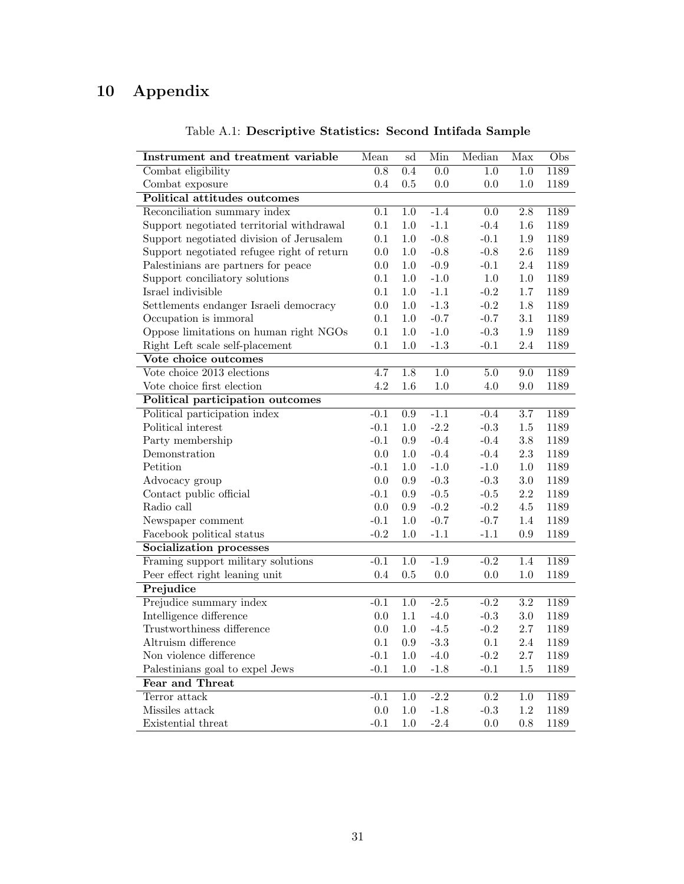# 10 Appendix

Table A.1: **Descriptive Statistics: Second Intifada Sample**

| Instrument and treatment variable | Mean | sd | Min | Median | Max | Obs |
|---|---|---|---|---|---|---|
| Combat eligibility | 0.8 | 0.4 | 0.0 | 1.0 | 1.0 | 1189 |
| Combat exposure | 0.4 | 0.5 | 0.0 | 0.0 | 1.0 | 1189 |
| **Political attitudes outcomes** | | | | | | |
| Reconciliation summary index | 0.1 | 1.0 | -1.4 | 0.0 | 2.8 | 1189 |
| Support negotiated territorial withdrawal | 0.1 | 1.0 | -1.1 | -0.4 | 1.6 | 1189 |
| Support negotiated division of Jerusalem | 0.1 | 1.0 | -0.8 | -0.1 | 1.9 | 1189 |
| Support negotiated refugee right of return | 0.0 | 1.0 | -0.8 | -0.8 | 2.6 | 1189 |
| Palestinians are partners for peace | 0.0 | 1.0 | -0.9 | -0.1 | 2.4 | 1189 |
| Support conciliatory solutions | 0.1 | 1.0 | -1.0 | 1.0 | 1.0 | 1189 |
| Israel indivisible | 0.1 | 1.0 | -1.1 | -0.2 | 1.7 | 1189 |
| Settlements endanger Israeli democracy | 0.0 | 1.0 | -1.3 | -0.2 | 1.8 | 1189 |
| Occupation is immoral | 0.1 | 1.0 | -0.7 | -0.7 | 3.1 | 1189 |
| Oppose limitations on human right NGOs | 0.1 | 1.0 | -1.0 | -0.3 | 1.9 | 1189 |
| Right Left scale self-placement | 0.1 | 1.0 | -1.3 | -0.1 | 2.4 | 1189 |
| **Vote choice outcomes** | | | | | | |
| Vote choice 2013 elections | 4.7 | 1.8 | 1.0 | 5.0 | 9.0 | 1189 |
| Vote choice first election | 4.2 | 1.6 | 1.0 | 4.0 | 9.0 | 1189 |
| **Political participation outcomes** | | | | | | |
| Political participation index | -0.1 | 0.9 | -1.1 | -0.4 | 3.7 | 1189 |
| Political interest | -0.1 | 1.0 | -2.2 | -0.3 | 1.5 | 1189 |
| Party membership | -0.1 | 0.9 | -0.4 | -0.4 | 3.8 | 1189 |
| Demonstration | 0.0 | 1.0 | -0.4 | -0.4 | 2.3 | 1189 |
| Petition | -0.1 | 1.0 | -1.0 | -1.0 | 1.0 | 1189 |
| Advocacy group | 0.0 | 0.9 | -0.3 | -0.3 | 3.0 | 1189 |
| Contact public official | -0.1 | 0.9 | -0.5 | -0.5 | 2.2 | 1189 |
| Radio call | 0.0 | 0.9 | -0.2 | -0.2 | 4.5 | 1189 |
| Newspaper comment | -0.1 | 1.0 | -0.7 | -0.7 | 1.4 | 1189 |
| Facebook political status | -0.2 | 1.0 | -1.1 | -1.1 | 0.9 | 1189 |
| **Socialization processes** | | | | | | |
| Framing support military solutions | -0.1 | 1.0 | -1.9 | -0.2 | 1.4 | 1189 |
| Peer effect right leaning unit | 0.4 | 0.5 | 0.0 | 0.0 | 1.0 | 1189 |
| **Prejudice** | | | | | | |
| Prejudice summary index | -0.1 | 1.0 | -2.5 | -0.2 | 3.2 | 1189 |
| Intelligence difference | 0.0 | 1.1 | -4.0 | -0.3 | 3.0 | 1189 |
| Trustworthiness difference | 0.0 | 1.0 | -4.5 | -0.2 | 2.7 | 1189 |
| Altruism difference | 0.1 | 0.9 | -3.3 | 0.1 | 2.4 | 1189 |
| Non violence difference | -0.1 | 1.0 | -4.0 | -0.2 | 2.7 | 1189 |
| Palestinians goal to expel Jews | -0.1 | 1.0 | -1.8 | -0.1 | 1.5 | 1189 |
| **Fear and Threat** | | | | | | |
| Terror attack | -0.1 | 1.0 | -2.2 | 0.2 | 1.0 | 1189 |
| Missiles attack | 0.0 | 1.0 | -1.8 | -0.3 | 1.2 | 1189 |
| Existential threat | -0.1 | 1.0 | -2.4 | 0.0 | 0.8 | 1189 |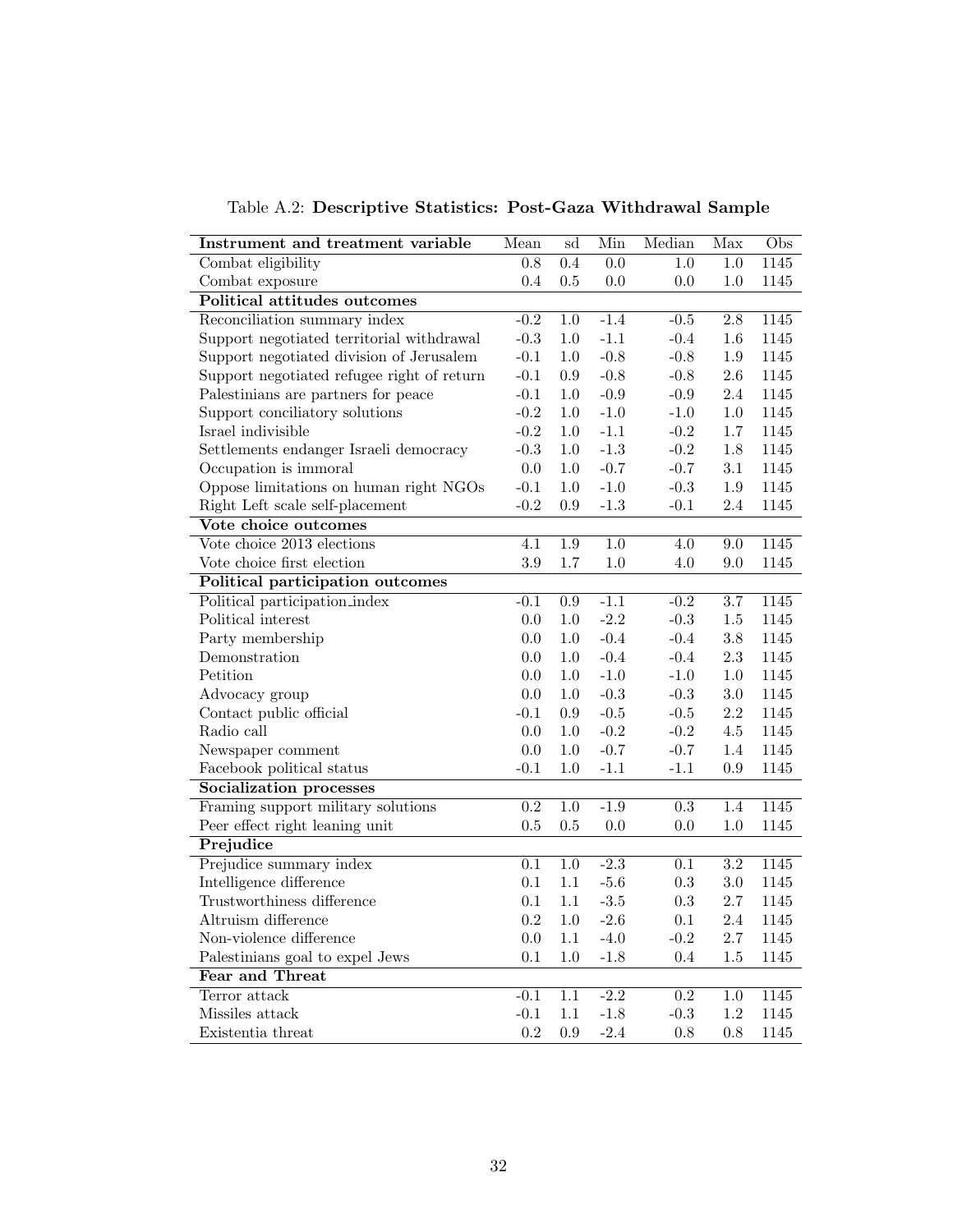Table A.2: **Descriptive Statistics: Post-Gaza Withdrawal Sample**

| **Instrument and treatment variable** | Mean | sd | Min | Median | Max | Obs |
|---|---|---|---|---|---|---|
| Combat eligibility | 0.8 | 0.4 | 0.0 | 1.0 | 1.0 | 1145 |
| Combat exposure | 0.4 | 0.5 | 0.0 | 0.0 | 1.0 | 1145 |
| **Political attitudes outcomes** | | | | | | |
| Reconciliation summary index | -0.2 | 1.0 | -1.4 | -0.5 | 2.8 | 1145 |
| Support negotiated territorial withdrawal | -0.3 | 1.0 | -1.1 | -0.4 | 1.6 | 1145 |
| Support negotiated division of Jerusalem | -0.1 | 1.0 | -0.8 | -0.8 | 1.9 | 1145 |
| Support negotiated refugee right of return | -0.1 | 0.9 | -0.8 | -0.8 | 2.6 | 1145 |
| Palestinians are partners for peace | -0.1 | 1.0 | -0.9 | -0.9 | 2.4 | 1145 |
| Support conciliatory solutions | -0.2 | 1.0 | -1.0 | -1.0 | 1.0 | 1145 |
| Israel indivisible | -0.2 | 1.0 | -1.1 | -0.2 | 1.7 | 1145 |
| Settlements endanger Israeli democracy | -0.3 | 1.0 | -1.3 | -0.2 | 1.8 | 1145 |
| Occupation is immoral | 0.0 | 1.0 | -0.7 | -0.7 | 3.1 | 1145 |
| Oppose limitations on human right NGOs | -0.1 | 1.0 | -1.0 | -0.3 | 1.9 | 1145 |
| Right Left scale self-placement | -0.2 | 0.9 | -1.3 | -0.1 | 2.4 | 1145 |
| **Vote choice outcomes** | | | | | | |
| Vote choice 2013 elections | 4.1 | 1.9 | 1.0 | 4.0 | 9.0 | 1145 |
| Vote choice first election | 3.9 | 1.7 | 1.0 | 4.0 | 9.0 | 1145 |
| **Political participation outcomes** | | | | | | |
| Political participation_index | -0.1 | 0.9 | -1.1 | -0.2 | 3.7 | 1145 |
| Political interest | 0.0 | 1.0 | -2.2 | -0.3 | 1.5 | 1145 |
| Party membership | 0.0 | 1.0 | -0.4 | -0.4 | 3.8 | 1145 |
| Demonstration | 0.0 | 1.0 | -0.4 | -0.4 | 2.3 | 1145 |
| Petition | 0.0 | 1.0 | -1.0 | -1.0 | 1.0 | 1145 |
| Advocacy group | 0.0 | 1.0 | -0.3 | -0.3 | 3.0 | 1145 |
| Contact public official | -0.1 | 0.9 | -0.5 | -0.5 | 2.2 | 1145 |
| Radio call | 0.0 | 1.0 | -0.2 | -0.2 | 4.5 | 1145 |
| Newspaper comment | 0.0 | 1.0 | -0.7 | -0.7 | 1.4 | 1145 |
| Facebook political status | -0.1 | 1.0 | -1.1 | -1.1 | 0.9 | 1145 |
| **Socialization processes** | | | | | | |
| Framing support military solutions | 0.2 | 1.0 | -1.9 | 0.3 | 1.4 | 1145 |
| Peer effect right leaning unit | 0.5 | 0.5 | 0.0 | 0.0 | 1.0 | 1145 |
| **Prejudice** | | | | | | |
| Prejudice summary index | 0.1 | 1.0 | -2.3 | 0.1 | 3.2 | 1145 |
| Intelligence difference | 0.1 | 1.1 | -5.6 | 0.3 | 3.0 | 1145 |
| Trustworthiness difference | 0.1 | 1.1 | -3.5 | 0.3 | 2.7 | 1145 |
| Altruism difference | 0.2 | 1.0 | -2.6 | 0.1 | 2.4 | 1145 |
| Non-violence difference | 0.0 | 1.1 | -4.0 | -0.2 | 2.7 | 1145 |
| Palestinians goal to expel Jews | 0.1 | 1.0 | -1.8 | 0.4 | 1.5 | 1145 |
| **Fear and Threat** | | | | | | |
| Terror attack | -0.1 | 1.1 | -2.2 | 0.2 | 1.0 | 1145 |
| Missiles attack | -0.1 | 1.1 | -1.8 | -0.3 | 1.2 | 1145 |
| Existentia threat | 0.2 | 0.9 | -2.4 | 0.8 | 0.8 | 1145 |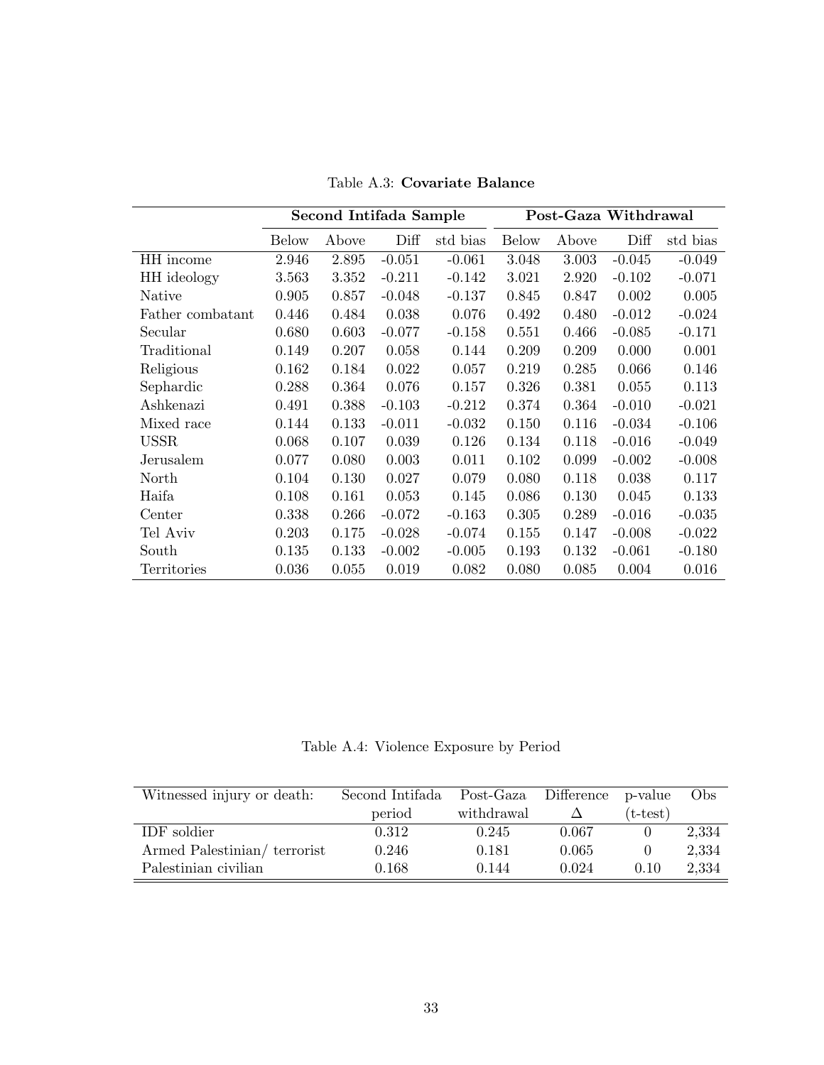Table A.3: **Covariate Balance**

| | **Second Intifada Sample** | | | | **Post-Gaza Withdrawal** | | | |
|---|---|---|---|---|---|---|---|---|
| | Below | Above | Diff | std bias | Below | Above | Diff | std bias |
| HH income | 2.946 | 2.895 | -0.051 | -0.061 | 3.048 | 3.003 | -0.045 | -0.049 |
| HH ideology | 3.563 | 3.352 | -0.211 | -0.142 | 3.021 | 2.920 | -0.102 | -0.071 |
| Native | 0.905 | 0.857 | -0.048 | -0.137 | 0.845 | 0.847 | 0.002 | 0.005 |
| Father combatant | 0.446 | 0.484 | 0.038 | 0.076 | 0.492 | 0.480 | -0.012 | -0.024 |
| Secular | 0.680 | 0.603 | -0.077 | -0.158 | 0.551 | 0.466 | -0.085 | -0.171 |
| Traditional | 0.149 | 0.207 | 0.058 | 0.144 | 0.209 | 0.209 | 0.000 | 0.001 |
| Religious | 0.162 | 0.184 | 0.022 | 0.057 | 0.219 | 0.285 | 0.066 | 0.146 |
| Sephardic | 0.288 | 0.364 | 0.076 | 0.157 | 0.326 | 0.381 | 0.055 | 0.113 |
| Ashkenazi | 0.491 | 0.388 | -0.103 | -0.212 | 0.374 | 0.364 | -0.010 | -0.021 |
| Mixed race | 0.144 | 0.133 | -0.011 | -0.032 | 0.150 | 0.116 | -0.034 | -0.106 |
| USSR | 0.068 | 0.107 | 0.039 | 0.126 | 0.134 | 0.118 | -0.016 | -0.049 |
| Jerusalem | 0.077 | 0.080 | 0.003 | 0.011 | 0.102 | 0.099 | -0.002 | -0.008 |
| North | 0.104 | 0.130 | 0.027 | 0.079 | 0.080 | 0.118 | 0.038 | 0.117 |
| Haifa | 0.108 | 0.161 | 0.053 | 0.145 | 0.086 | 0.130 | 0.045 | 0.133 |
| Center | 0.338 | 0.266 | -0.072 | -0.163 | 0.305 | 0.289 | -0.016 | -0.035 |
| Tel Aviv | 0.203 | 0.175 | -0.028 | -0.074 | 0.155 | 0.147 | -0.008 | -0.022 |
| South | 0.135 | 0.133 | -0.002 | -0.005 | 0.193 | 0.132 | -0.061 | -0.180 |
| Territories | 0.036 | 0.055 | 0.019 | 0.082 | 0.080 | 0.085 | 0.004 | 0.016 |

Table A.4: Violence Exposure by Period

| Witnessed injury or death: | Second Intifada period | Post-Gaza withdrawal | Difference $\Delta$ | p-value (t-test) | Obs |
|---|---|---|---|---|---|
| IDF soldier | 0.312 | 0.245 | 0.067 | 0 | 2,334 |
| Armed Palestinian/ terrorist | 0.246 | 0.181 | 0.065 | 0 | 2,334 |
| Palestinian civilian | 0.168 | 0.144 | 0.024 | 0.10 | 2,334 |